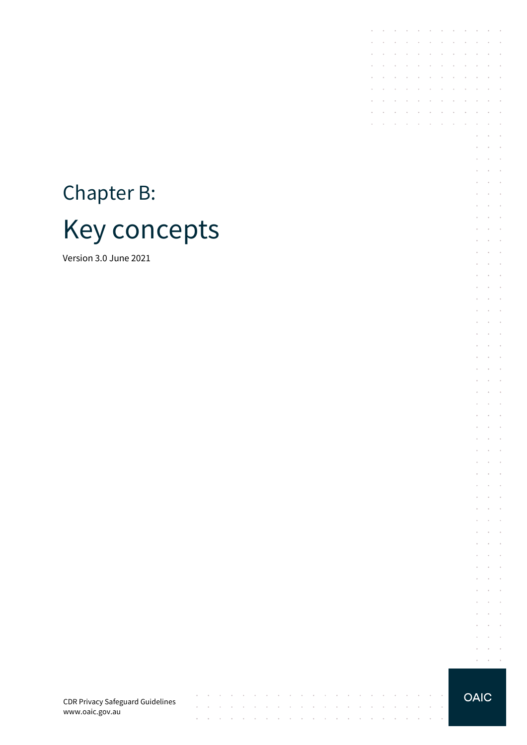# Chapter B:

# Key concepts

Version 3.0 June 2021

CDR Privacy Safeguard Guidelines
www.oaic.gov.au

OAIC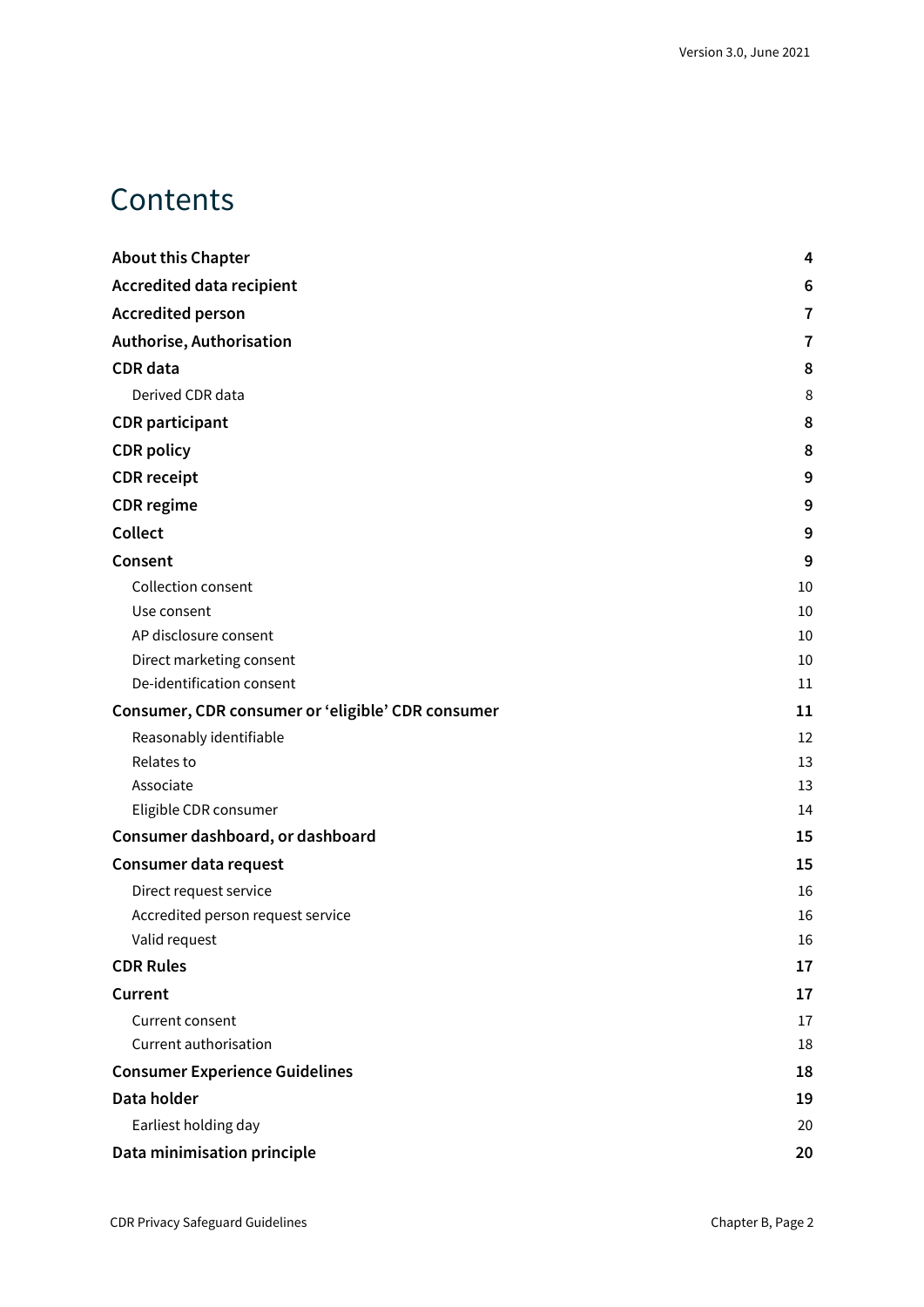# Contents

| | |
|---|---|
| **About this Chapter** | **4** |
| **Accredited data recipient** | **6** |
| **Accredited person** | **7** |
| **Authorise, Authorisation** | **7** |
| **CDR data** | **8** |
| Derived CDR data | 8 |
| **CDR participant** | **8** |
| **CDR policy** | **8** |
| **CDR receipt** | **9** |
| **CDR regime** | **9** |
| **Collect** | **9** |
| **Consent** | **9** |
| Collection consent | 10 |
| Use consent | 10 |
| AP disclosure consent | 10 |
| Direct marketing consent | 10 |
| De-identification consent | 11 |
| **Consumer, CDR consumer or 'eligible' CDR consumer** | **11** |
| Reasonably identifiable | 12 |
| Relates to | 13 |
| Associate | 13 |
| Eligible CDR consumer | 14 |
| **Consumer dashboard, or dashboard** | **15** |
| **Consumer data request** | **15** |
| Direct request service | 16 |
| Accredited person request service | 16 |
| Valid request | 16 |
| **CDR Rules** | **17** |
| **Current** | **17** |
| Current consent | 17 |
| Current authorisation | 18 |
| **Consumer Experience Guidelines** | **18** |
| **Data holder** | **19** |
| Earliest holding day | 20 |
| **Data minimisation principle** | **20** |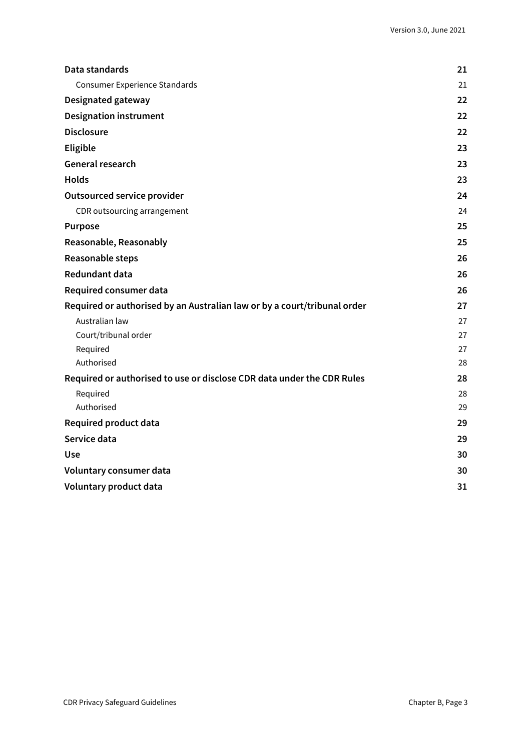| | |
|---|---|
| **Data standards** | **21** |
| Consumer Experience Standards | 21 |
| **Designated gateway** | **22** |
| **Designation instrument** | **22** |
| **Disclosure** | **22** |
| **Eligible** | **23** |
| **General research** | **23** |
| **Holds** | **23** |
| **Outsourced service provider** | **24** |
| CDR outsourcing arrangement | 24 |
| **Purpose** | **25** |
| **Reasonable, Reasonably** | **25** |
| **Reasonable steps** | **26** |
| **Redundant data** | **26** |
| **Required consumer data** | **26** |
| **Required or authorised by an Australian law or by a court/tribunal order** | **27** |
| Australian law | 27 |
| Court/tribunal order | 27 |
| Required | 27 |
| Authorised | 28 |
| **Required or authorised to use or disclose CDR data under the CDR Rules** | **28** |
| Required | 28 |
| Authorised | 29 |
| **Required product data** | **29** |
| **Service data** | **29** |
| **Use** | **30** |
| **Voluntary consumer data** | **30** |
| **Voluntary product data** | **31** |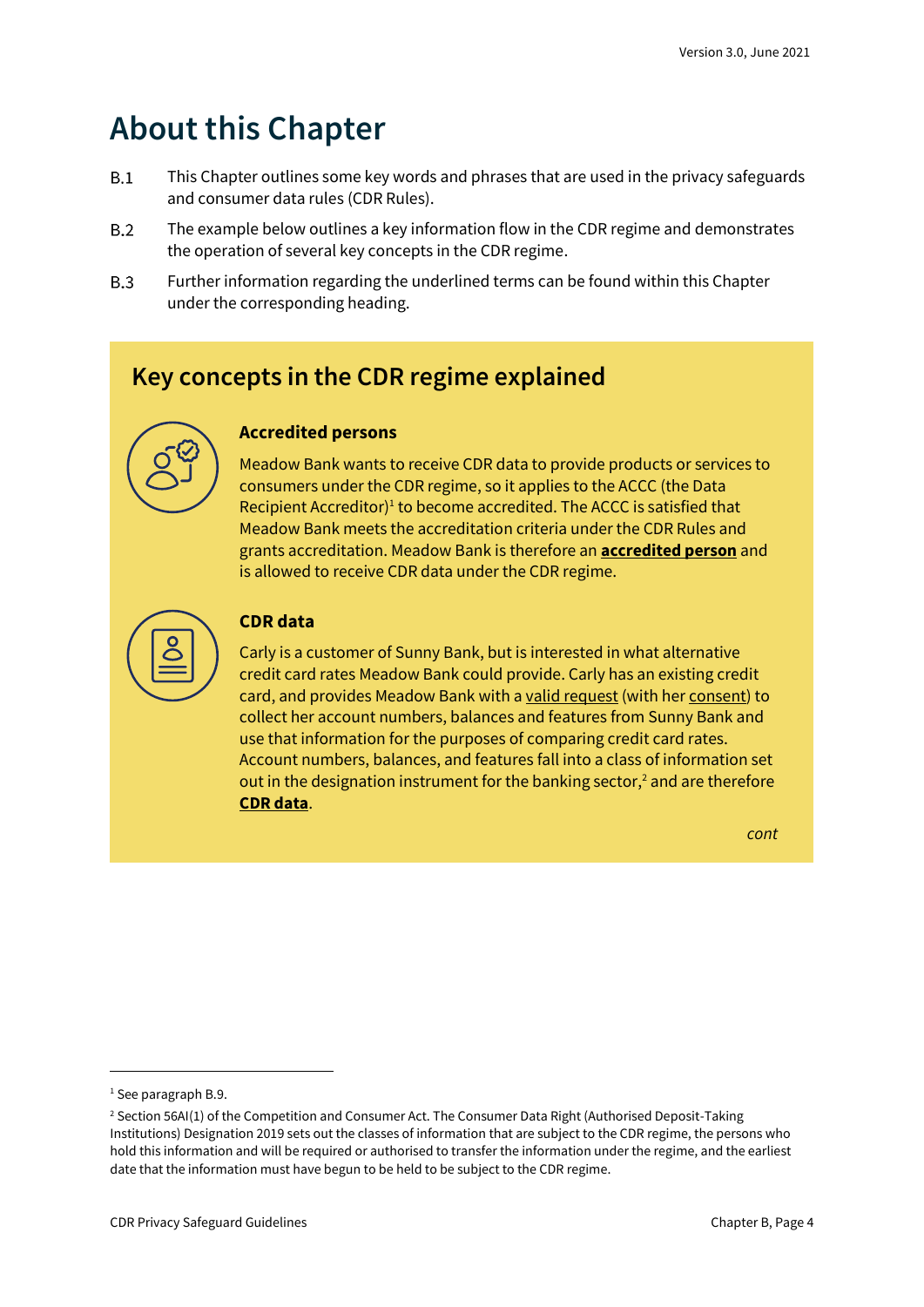# About this Chapter

B.1 This Chapter outlines some key words and phrases that are used in the privacy safeguards and consumer data rules (CDR Rules).

B.2 The example below outlines a key information flow in the CDR regime and demonstrates the operation of several key concepts in the CDR regime.

B.3 Further information regarding the underlined terms can be found within this Chapter under the corresponding heading.

## Key concepts in the CDR regime explained

### Accredited persons

Meadow Bank wants to receive CDR data to provide products or services to consumers under the CDR regime, so it applies to the ACCC (the Data Recipient Accreditor)[1] to become accredited. The ACCC is satisfied that Meadow Bank meets the accreditation criteria under the CDR Rules and grants accreditation. Meadow Bank is therefore an **accredited person** and is allowed to receive CDR data under the CDR regime.

### CDR data

Carly is a customer of Sunny Bank, but is interested in what alternative credit card rates Meadow Bank could provide. Carly has an existing credit card, and provides Meadow Bank with a valid request (with her consent) to collect her account numbers, balances and features from Sunny Bank and use that information for the purposes of comparing credit card rates. Account numbers, balances, and features fall into a class of information set out in the designation instrument for the banking sector,[2] and are therefore **CDR data**.

*cont*

---

[1] See paragraph B.9.

[2] Section 56AI(1) of the Competition and Consumer Act. The Consumer Data Right (Authorised Deposit-Taking Institutions) Designation 2019 sets out the classes of information that are subject to the CDR regime, the persons who hold this information and will be required or authorised to transfer the information under the regime, and the earliest date that the information must have begun to be held to be subject to the CDR regime.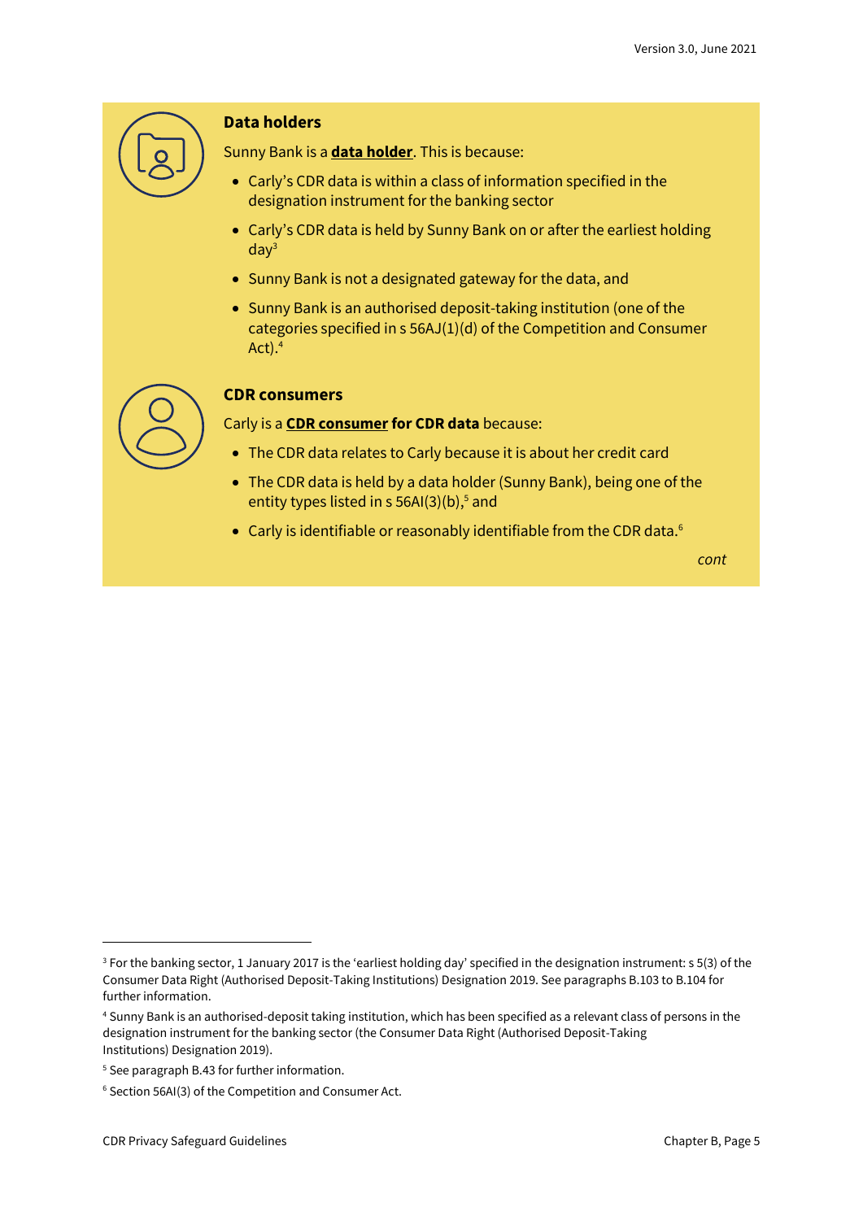### Data holders

Sunny Bank is a **data holder**. This is because:

- Carly's CDR data is within a class of information specified in the designation instrument for the banking sector
- Carly's CDR data is held by Sunny Bank on or after the earliest holding day[3]
- Sunny Bank is not a designated gateway for the data, and
- Sunny Bank is an authorised deposit-taking institution (one of the categories specified in s 56AJ(1)(d) of the Competition and Consumer Act).[4]

### CDR consumers

Carly is a **CDR consumer for CDR data** because:

- The CDR data relates to Carly because it is about her credit card
- The CDR data is held by a data holder (Sunny Bank), being one of the entity types listed in s 56AI(3)(b),[5] and
- Carly is identifiable or reasonably identifiable from the CDR data.[6]

*cont*

---

[3] For the banking sector, 1 January 2017 is the 'earliest holding day' specified in the designation instrument: s 5(3) of the Consumer Data Right (Authorised Deposit-Taking Institutions) Designation 2019. See paragraphs B.103 to B.104 for further information.

[4] Sunny Bank is an authorised-deposit taking institution, which has been specified as a relevant class of persons in the designation instrument for the banking sector (the Consumer Data Right (Authorised Deposit-Taking Institutions) Designation 2019).

[5] See paragraph B.43 for further information.

[6] Section 56AI(3) of the Competition and Consumer Act.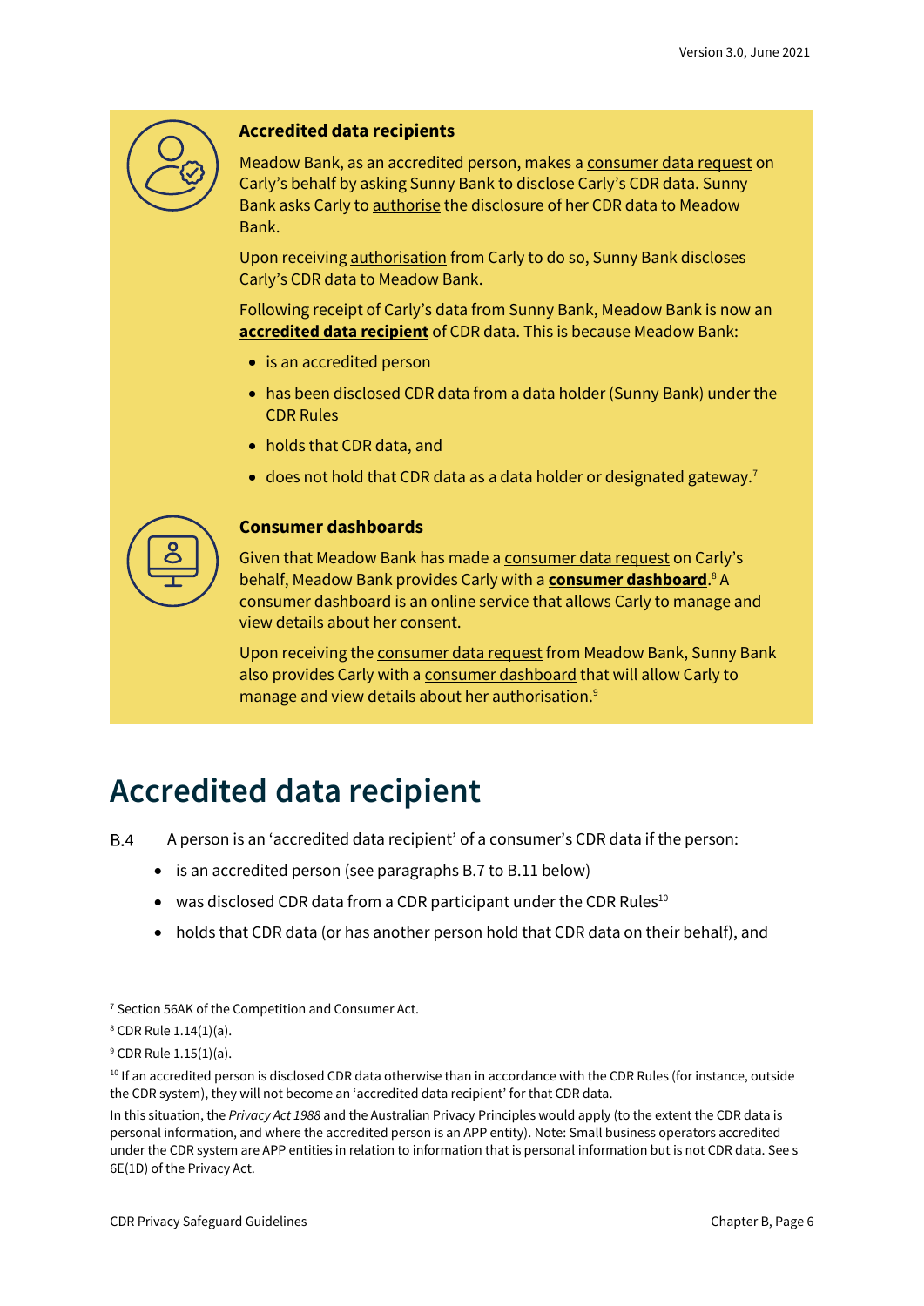### Accredited data recipients

Meadow Bank, as an accredited person, makes a consumer data request on Carly's behalf by asking Sunny Bank to disclose Carly's CDR data. Sunny Bank asks Carly to authorise the disclosure of her CDR data to Meadow Bank.

Upon receiving authorisation from Carly to do so, Sunny Bank discloses Carly's CDR data to Meadow Bank.

Following receipt of Carly's data from Sunny Bank, Meadow Bank is now an **accredited data recipient** of CDR data. This is because Meadow Bank:

- is an accredited person
- has been disclosed CDR data from a data holder (Sunny Bank) under the CDR Rules
- holds that CDR data, and
- does not hold that CDR data as a data holder or designated gateway.[7]

### Consumer dashboards

Given that Meadow Bank has made a consumer data request on Carly's behalf, Meadow Bank provides Carly with a **consumer dashboard**.[8] A consumer dashboard is an online service that allows Carly to manage and view details about her consent.

Upon receiving the consumer data request from Meadow Bank, Sunny Bank also provides Carly with a consumer dashboard that will allow Carly to manage and view details about her authorisation.[9]

# Accredited data recipient

B.4 A person is an 'accredited data recipient' of a consumer's CDR data if the person:

- is an accredited person (see paragraphs B.7 to B.11 below)
- was disclosed CDR data from a CDR participant under the CDR Rules[10]
- holds that CDR data (or has another person hold that CDR data on their behalf), and

---

[7] Section 56AK of the Competition and Consumer Act.

[8] CDR Rule 1.14(1)(a).

[9] CDR Rule 1.15(1)(a).

[10] If an accredited person is disclosed CDR data otherwise than in accordance with the CDR Rules (for instance, outside the CDR system), they will not become an 'accredited data recipient' for that CDR data.

In this situation, the *Privacy Act 1988* and the Australian Privacy Principles would apply (to the extent the CDR data is personal information, and where the accredited person is an APP entity). Note: Small business operators accredited under the CDR system are APP entities in relation to information that is personal information but is not CDR data. See s 6E(1D) of the Privacy Act.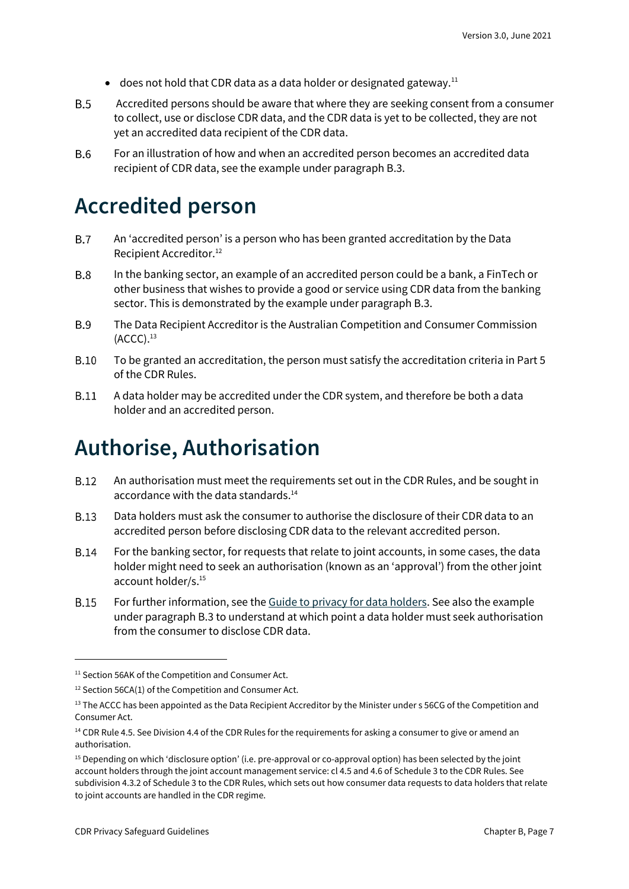- does not hold that CDR data as a data holder or designated gateway.[11]

B.5 Accredited persons should be aware that where they are seeking consent from a consumer to collect, use or disclose CDR data, and the CDR data is yet to be collected, they are not yet an accredited data recipient of the CDR data.

B.6 For an illustration of how and when an accredited person becomes an accredited data recipient of CDR data, see the example under paragraph B.3.

# Accredited person

B.7 An 'accredited person' is a person who has been granted accreditation by the Data Recipient Accreditor.[12]

B.8 In the banking sector, an example of an accredited person could be a bank, a FinTech or other business that wishes to provide a good or service using CDR data from the banking sector. This is demonstrated by the example under paragraph B.3.

B.9 The Data Recipient Accreditor is the Australian Competition and Consumer Commission (ACCC).[13]

B.10 To be granted an accreditation, the person must satisfy the accreditation criteria in Part 5 of the CDR Rules.

B.11 A data holder may be accredited under the CDR system, and therefore be both a data holder and an accredited person.

# Authorise, Authorisation

B.12 An authorisation must meet the requirements set out in the CDR Rules, and be sought in accordance with the data standards.[14]

B.13 Data holders must ask the consumer to authorise the disclosure of their CDR data to an accredited person before disclosing CDR data to the relevant accredited person.

B.14 For the banking sector, for requests that relate to joint accounts, in some cases, the data holder might need to seek an authorisation (known as an 'approval') from the other joint account holder/s.[15]

B.15 For further information, see the Guide to privacy for data holders. See also the example under paragraph B.3 to understand at which point a data holder must seek authorisation from the consumer to disclose CDR data.

---

[11] Section 56AK of the Competition and Consumer Act.

[12] Section 56CA(1) of the Competition and Consumer Act.

[13] The ACCC has been appointed as the Data Recipient Accreditor by the Minister under s 56CG of the Competition and Consumer Act.

[14] CDR Rule 4.5. See Division 4.4 of the CDR Rules for the requirements for asking a consumer to give or amend an authorisation.

[15] Depending on which 'disclosure option' (i.e. pre-approval or co-approval option) has been selected by the joint account holders through the joint account management service: cl 4.5 and 4.6 of Schedule 3 to the CDR Rules. See subdivision 4.3.2 of Schedule 3 to the CDR Rules, which sets out how consumer data requests to data holders that relate to joint accounts are handled in the CDR regime.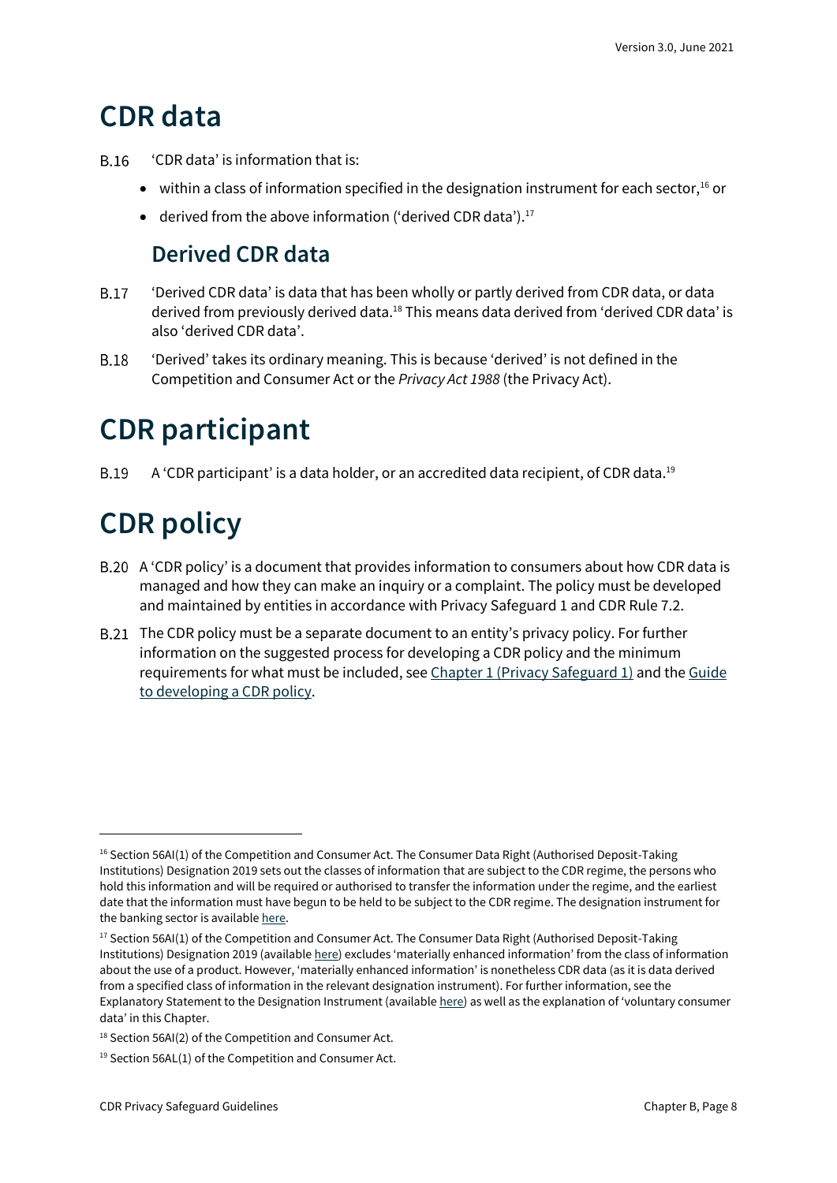# CDR data

B.16 'CDR data' is information that is:

- within a class of information specified in the designation instrument for each sector,[16] or
- derived from the above information ('derived CDR data').[17]

## Derived CDR data

B.17 'Derived CDR data' is data that has been wholly or partly derived from CDR data, or data derived from previously derived data.[18] This means data derived from 'derived CDR data' is also 'derived CDR data'.

B.18 'Derived' takes its ordinary meaning. This is because 'derived' is not defined in the Competition and Consumer Act or the *Privacy Act 1988* (the Privacy Act).

# CDR participant

B.19 A 'CDR participant' is a data holder, or an accredited data recipient, of CDR data.[19]

# CDR policy

B.20 A 'CDR policy' is a document that provides information to consumers about how CDR data is managed and how they can make an inquiry or a complaint. The policy must be developed and maintained by entities in accordance with Privacy Safeguard 1 and CDR Rule 7.2.

B.21 The CDR policy must be a separate document to an entity's privacy policy. For further information on the suggested process for developing a CDR policy and the minimum requirements for what must be included, see Chapter 1 (Privacy Safeguard 1) and the Guide to developing a CDR policy.

---

[16] Section 56AI(1) of the Competition and Consumer Act. The Consumer Data Right (Authorised Deposit-Taking Institutions) Designation 2019 sets out the classes of information that are subject to the CDR regime, the persons who hold this information and will be required or authorised to transfer the information under the regime, and the earliest date that the information must have begun to be held to be subject to the CDR regime. The designation instrument for the banking sector is available here.

[17] Section 56AI(1) of the Competition and Consumer Act. The Consumer Data Right (Authorised Deposit-Taking Institutions) Designation 2019 (available here) excludes 'materially enhanced information' from the class of information about the use of a product. However, 'materially enhanced information' is nonetheless CDR data (as it is data derived from a specified class of information in the relevant designation instrument). For further information, see the Explanatory Statement to the Designation Instrument (available here) as well as the explanation of 'voluntary consumer data' in this Chapter.

[18] Section 56AI(2) of the Competition and Consumer Act.

[19] Section 56AL(1) of the Competition and Consumer Act.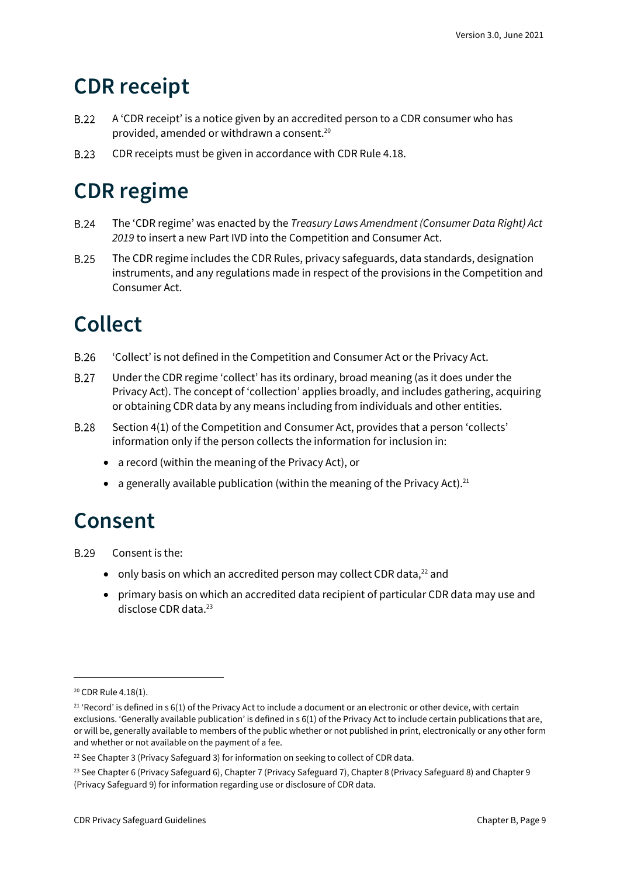## CDR receipt

B.22 A 'CDR receipt' is a notice given by an accredited person to a CDR consumer who has provided, amended or withdrawn a consent.[20]

B.23 CDR receipts must be given in accordance with CDR Rule 4.18.

## CDR regime

B.24 The 'CDR regime' was enacted by the *Treasury Laws Amendment (Consumer Data Right) Act 2019* to insert a new Part IVD into the Competition and Consumer Act.

B.25 The CDR regime includes the CDR Rules, privacy safeguards, data standards, designation instruments, and any regulations made in respect of the provisions in the Competition and Consumer Act.

## Collect

B.26 'Collect' is not defined in the Competition and Consumer Act or the Privacy Act.

B.27 Under the CDR regime 'collect' has its ordinary, broad meaning (as it does under the Privacy Act). The concept of 'collection' applies broadly, and includes gathering, acquiring or obtaining CDR data by any means including from individuals and other entities.

B.28 Section 4(1) of the Competition and Consumer Act, provides that a person 'collects' information only if the person collects the information for inclusion in:

- a record (within the meaning of the Privacy Act), or
- a generally available publication (within the meaning of the Privacy Act).[21]

## Consent

B.29 Consent is the:

- only basis on which an accredited person may collect CDR data,[22] and
- primary basis on which an accredited data recipient of particular CDR data may use and disclose CDR data.[23]

---

[20] CDR Rule 4.18(1).

[21] 'Record' is defined in s 6(1) of the Privacy Act to include a document or an electronic or other device, with certain exclusions. 'Generally available publication' is defined in s 6(1) of the Privacy Act to include certain publications that are, or will be, generally available to members of the public whether or not published in print, electronically or any other form and whether or not available on the payment of a fee.

[22] See Chapter 3 (Privacy Safeguard 3) for information on seeking to collect of CDR data.

[23] See Chapter 6 (Privacy Safeguard 6), Chapter 7 (Privacy Safeguard 7), Chapter 8 (Privacy Safeguard 8) and Chapter 9 (Privacy Safeguard 9) for information regarding use or disclosure of CDR data.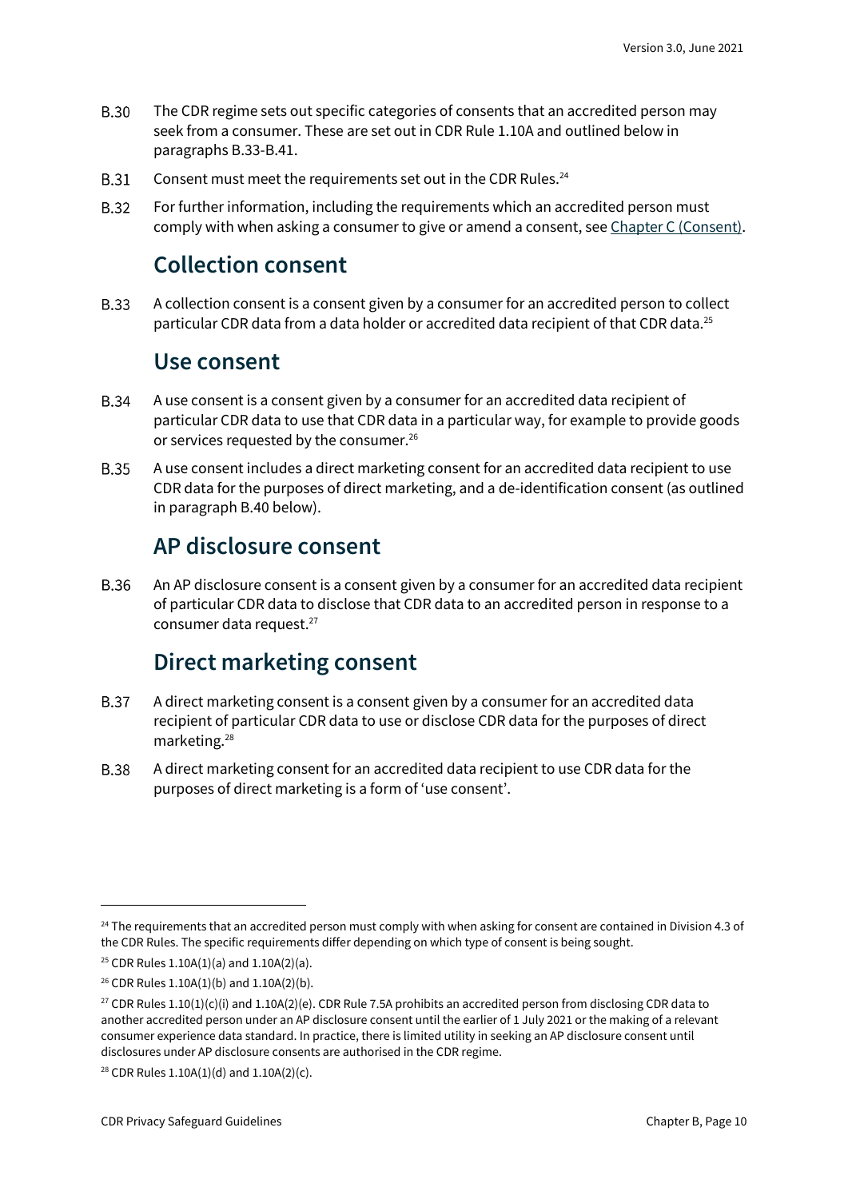B.30 The CDR regime sets out specific categories of consents that an accredited person may seek from a consumer. These are set out in CDR Rule 1.10A and outlined below in paragraphs B.33-B.41.

B.31 Consent must meet the requirements set out in the CDR Rules.[24]

B.32 For further information, including the requirements which an accredited person must comply with when asking a consumer to give or amend a consent, see Chapter C (Consent).

## Collection consent

B.33 A collection consent is a consent given by a consumer for an accredited person to collect particular CDR data from a data holder or accredited data recipient of that CDR data.[25]

## Use consent

B.34 A use consent is a consent given by a consumer for an accredited data recipient of particular CDR data to use that CDR data in a particular way, for example to provide goods or services requested by the consumer.[26]

B.35 A use consent includes a direct marketing consent for an accredited data recipient to use CDR data for the purposes of direct marketing, and a de-identification consent (as outlined in paragraph B.40 below).

## AP disclosure consent

B.36 An AP disclosure consent is a consent given by a consumer for an accredited data recipient of particular CDR data to disclose that CDR data to an accredited person in response to a consumer data request.[27]

## Direct marketing consent

B.37 A direct marketing consent is a consent given by a consumer for an accredited data recipient of particular CDR data to use or disclose CDR data for the purposes of direct marketing.[28]

B.38 A direct marketing consent for an accredited data recipient to use CDR data for the purposes of direct marketing is a form of 'use consent'.

---

[24] The requirements that an accredited person must comply with when asking for consent are contained in Division 4.3 of the CDR Rules. The specific requirements differ depending on which type of consent is being sought.

[25] CDR Rules 1.10A(1)(a) and 1.10A(2)(a).

[26] CDR Rules 1.10A(1)(b) and 1.10A(2)(b).

[27] CDR Rules 1.10(1)(c)(i) and 1.10A(2)(e). CDR Rule 7.5A prohibits an accredited person from disclosing CDR data to another accredited person under an AP disclosure consent until the earlier of 1 July 2021 or the making of a relevant consumer experience data standard. In practice, there is limited utility in seeking an AP disclosure consent until disclosures under AP disclosure consents are authorised in the CDR regime.

[28] CDR Rules 1.10A(1)(d) and 1.10A(2)(c).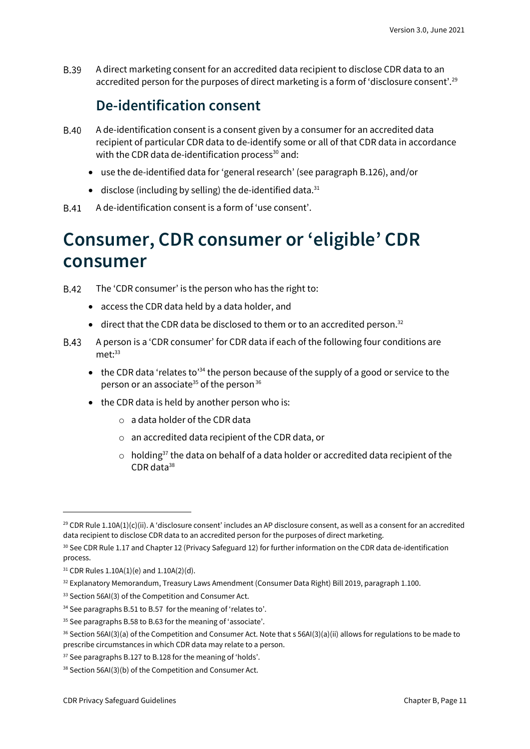B.39 A direct marketing consent for an accredited data recipient to disclose CDR data to an accredited person for the purposes of direct marketing is a form of 'disclosure consent'.[29]

## De-identification consent

B.40 A de-identification consent is a consent given by a consumer for an accredited data recipient of particular CDR data to de-identify some or all of that CDR data in accordance with the CDR data de-identification process[30] and:

- use the de-identified data for 'general research' (see paragraph B.126), and/or
- disclose (including by selling) the de-identified data.[31]

B.41 A de-identification consent is a form of 'use consent'.

# Consumer, CDR consumer or 'eligible' CDR consumer

B.42 The 'CDR consumer' is the person who has the right to:

- access the CDR data held by a data holder, and
- direct that the CDR data be disclosed to them or to an accredited person.[32]

B.43 A person is a 'CDR consumer' for CDR data if each of the following four conditions are met:[33]

- the CDR data 'relates to'[34] the person because of the supply of a good or service to the person or an associate[35] of the person[36]
- the CDR data is held by another person who is:
  - a data holder of the CDR data
  - an accredited data recipient of the CDR data, or
  - holding[37] the data on behalf of a data holder or accredited data recipient of the CDR data[38]

---

[29] CDR Rule 1.10A(1)(c)(ii). A 'disclosure consent' includes an AP disclosure consent, as well as a consent for an accredited data recipient to disclose CDR data to an accredited person for the purposes of direct marketing.

[30] See CDR Rule 1.17 and Chapter 12 (Privacy Safeguard 12) for further information on the CDR data de-identification process.

[31] CDR Rules 1.10A(1)(e) and 1.10A(2)(d).

[32] Explanatory Memorandum, Treasury Laws Amendment (Consumer Data Right) Bill 2019, paragraph 1.100.

[33] Section 56AI(3) of the Competition and Consumer Act.

[34] See paragraphs B.51 to B.57 for the meaning of 'relates to'.

[35] See paragraphs B.58 to B.63 for the meaning of 'associate'.

[36] Section 56AI(3)(a) of the Competition and Consumer Act. Note that s 56AI(3)(a)(ii) allows for regulations to be made to prescribe circumstances in which CDR data may relate to a person.

[37] See paragraphs B.127 to B.128 for the meaning of 'holds'.

[38] Section 56AI(3)(b) of the Competition and Consumer Act.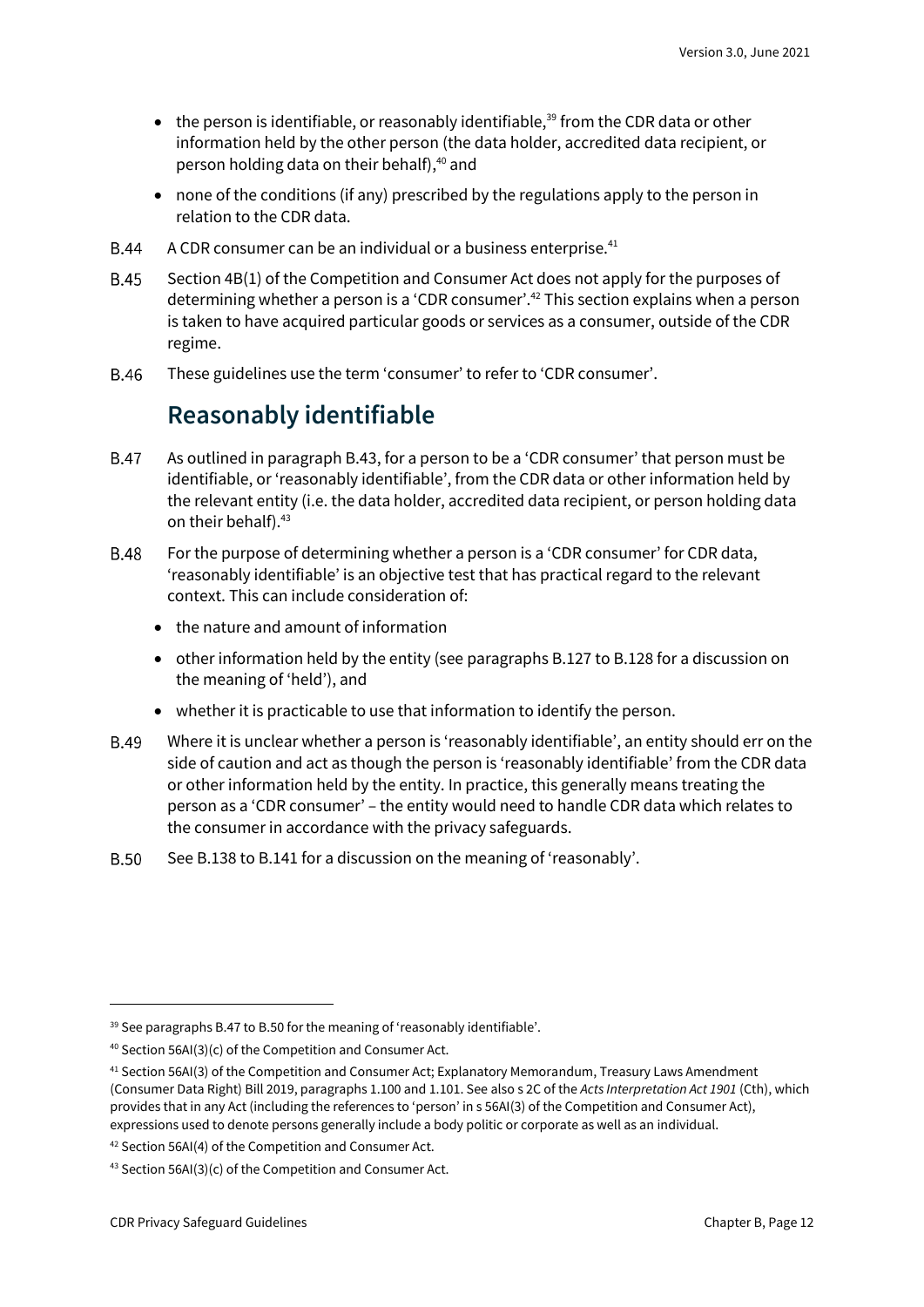- the person is identifiable, or reasonably identifiable,[39] from the CDR data or other information held by the other person (the data holder, accredited data recipient, or person holding data on their behalf),[40] and
- none of the conditions (if any) prescribed by the regulations apply to the person in relation to the CDR data.

B.44 A CDR consumer can be an individual or a business enterprise.[41]

B.45 Section 4B(1) of the Competition and Consumer Act does not apply for the purposes of determining whether a person is a 'CDR consumer'.[42] This section explains when a person is taken to have acquired particular goods or services as a consumer, outside of the CDR regime.

B.46 These guidelines use the term 'consumer' to refer to 'CDR consumer'.

## Reasonably identifiable

B.47 As outlined in paragraph B.43, for a person to be a 'CDR consumer' that person must be identifiable, or 'reasonably identifiable', from the CDR data or other information held by the relevant entity (i.e. the data holder, accredited data recipient, or person holding data on their behalf).[43]

B.48 For the purpose of determining whether a person is a 'CDR consumer' for CDR data, 'reasonably identifiable' is an objective test that has practical regard to the relevant context. This can include consideration of:

- the nature and amount of information
- other information held by the entity (see paragraphs B.127 to B.128 for a discussion on the meaning of 'held'), and
- whether it is practicable to use that information to identify the person.

B.49 Where it is unclear whether a person is 'reasonably identifiable', an entity should err on the side of caution and act as though the person is 'reasonably identifiable' from the CDR data or other information held by the entity. In practice, this generally means treating the person as a 'CDR consumer' – the entity would need to handle CDR data which relates to the consumer in accordance with the privacy safeguards.

B.50 See B.138 to B.141 for a discussion on the meaning of 'reasonably'.

---

[39] See paragraphs B.47 to B.50 for the meaning of 'reasonably identifiable'.

[40] Section 56AI(3)(c) of the Competition and Consumer Act.

[41] Section 56AI(3) of the Competition and Consumer Act; Explanatory Memorandum, Treasury Laws Amendment (Consumer Data Right) Bill 2019, paragraphs 1.100 and 1.101. See also s 2C of the *Acts Interpretation Act 1901* (Cth), which provides that in any Act (including the references to 'person' in s 56AI(3) of the Competition and Consumer Act), expressions used to denote persons generally include a body politic or corporate as well as an individual.

[42] Section 56AI(4) of the Competition and Consumer Act.

[43] Section 56AI(3)(c) of the Competition and Consumer Act.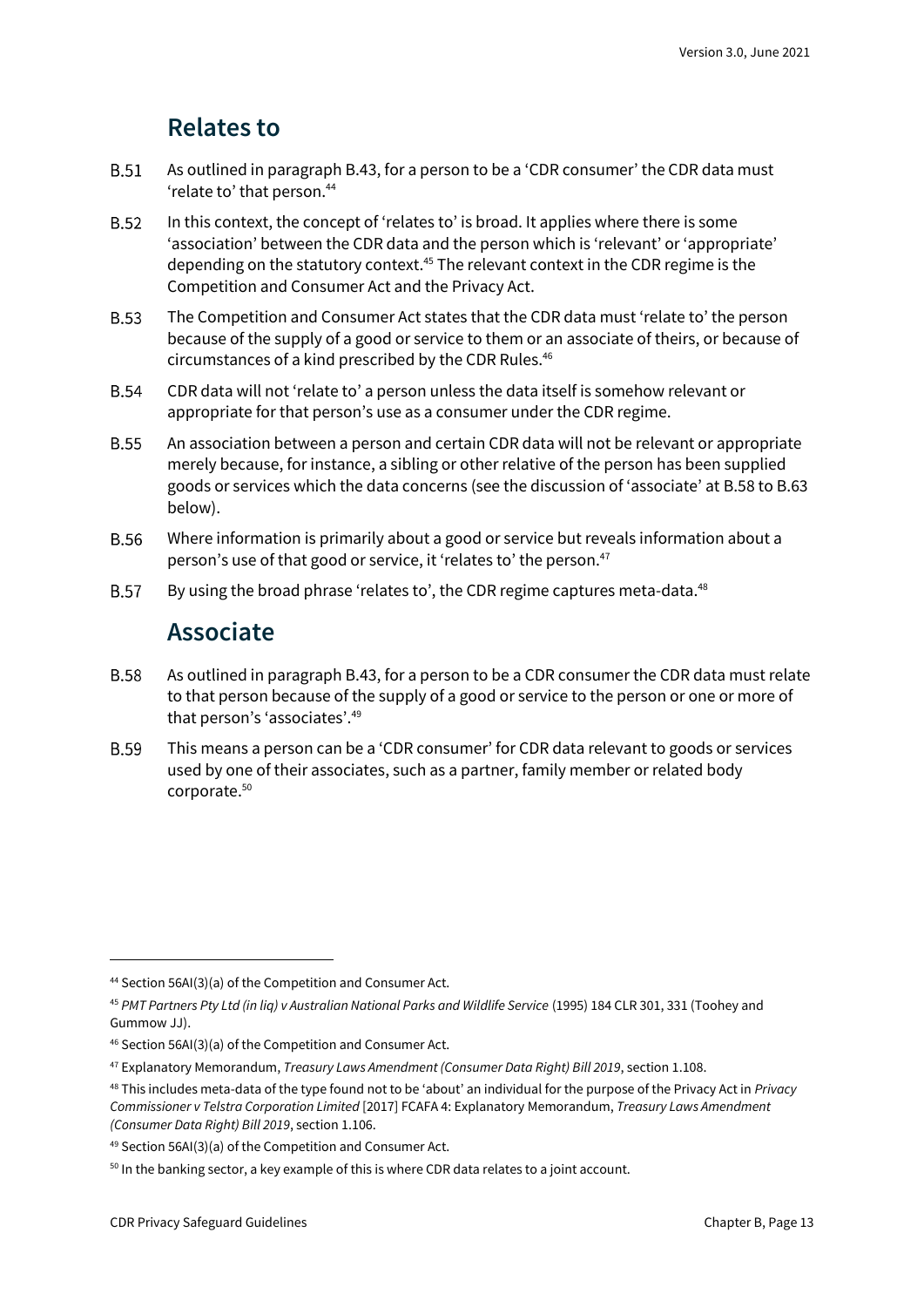## Relates to

B.51 As outlined in paragraph B.43, for a person to be a 'CDR consumer' the CDR data must 'relate to' that person.[44]

B.52 In this context, the concept of 'relates to' is broad. It applies where there is some 'association' between the CDR data and the person which is 'relevant' or 'appropriate' depending on the statutory context.[45] The relevant context in the CDR regime is the Competition and Consumer Act and the Privacy Act.

B.53 The Competition and Consumer Act states that the CDR data must 'relate to' the person because of the supply of a good or service to them or an associate of theirs, or because of circumstances of a kind prescribed by the CDR Rules.[46]

B.54 CDR data will not 'relate to' a person unless the data itself is somehow relevant or appropriate for that person's use as a consumer under the CDR regime.

B.55 An association between a person and certain CDR data will not be relevant or appropriate merely because, for instance, a sibling or other relative of the person has been supplied goods or services which the data concerns (see the discussion of 'associate' at B.58 to B.63 below).

B.56 Where information is primarily about a good or service but reveals information about a person's use of that good or service, it 'relates to' the person.[47]

B.57 By using the broad phrase 'relates to', the CDR regime captures meta-data.[48]

## Associate

B.58 As outlined in paragraph B.43, for a person to be a CDR consumer the CDR data must relate to that person because of the supply of a good or service to the person or one or more of that person's 'associates'.[49]

B.59 This means a person can be a 'CDR consumer' for CDR data relevant to goods or services used by one of their associates, such as a partner, family member or related body corporate.[50]

---

[44] Section 56AI(3)(a) of the Competition and Consumer Act.

[45] *PMT Partners Pty Ltd (in liq) v Australian National Parks and Wildlife Service* (1995) 184 CLR 301, 331 (Toohey and Gummow JJ).

[46] Section 56AI(3)(a) of the Competition and Consumer Act.

[47] Explanatory Memorandum, *Treasury Laws Amendment (Consumer Data Right) Bill 2019*, section 1.108.

[48] This includes meta-data of the type found not to be 'about' an individual for the purpose of the Privacy Act in *Privacy Commissioner v Telstra Corporation Limited* [2017] FCAFA 4: Explanatory Memorandum, *Treasury Laws Amendment (Consumer Data Right) Bill 2019*, section 1.106.

[49] Section 56AI(3)(a) of the Competition and Consumer Act.

[50] In the banking sector, a key example of this is where CDR data relates to a joint account.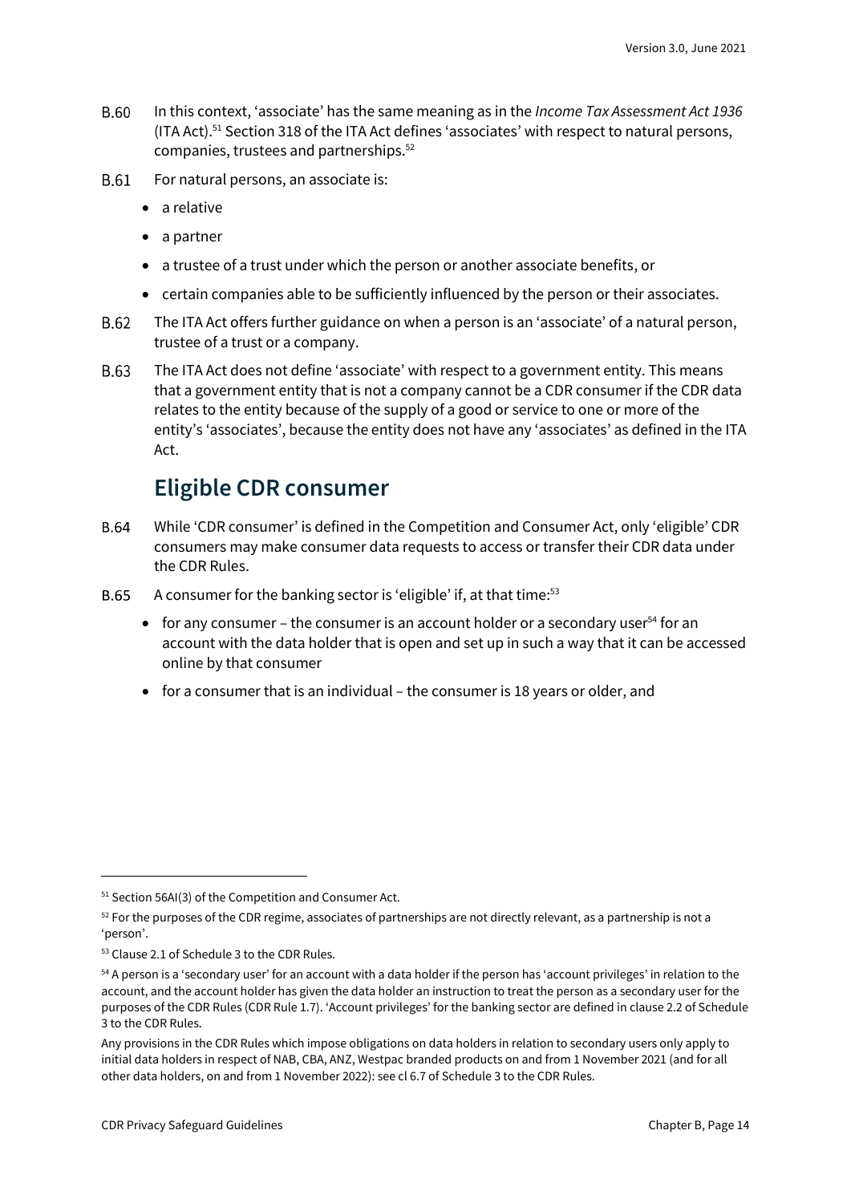B.60 In this context, 'associate' has the same meaning as in the *Income Tax Assessment Act 1936* (ITA Act).[51] Section 318 of the ITA Act defines 'associates' with respect to natural persons, companies, trustees and partnerships.[52]

B.61 For natural persons, an associate is:

- a relative
- a partner
- a trustee of a trust under which the person or another associate benefits, or
- certain companies able to be sufficiently influenced by the person or their associates.

B.62 The ITA Act offers further guidance on when a person is an 'associate' of a natural person, trustee of a trust or a company.

B.63 The ITA Act does not define 'associate' with respect to a government entity. This means that a government entity that is not a company cannot be a CDR consumer if the CDR data relates to the entity because of the supply of a good or service to one or more of the entity's 'associates', because the entity does not have any 'associates' as defined in the ITA Act.

## Eligible CDR consumer

B.64 While 'CDR consumer' is defined in the Competition and Consumer Act, only 'eligible' CDR consumers may make consumer data requests to access or transfer their CDR data under the CDR Rules.

B.65 A consumer for the banking sector is 'eligible' if, at that time:[53]

- for any consumer – the consumer is an account holder or a secondary user[54] for an account with the data holder that is open and set up in such a way that it can be accessed online by that consumer
- for a consumer that is an individual – the consumer is 18 years or older, and

---

[51] Section 56AI(3) of the Competition and Consumer Act.

[52] For the purposes of the CDR regime, associates of partnerships are not directly relevant, as a partnership is not a 'person'.

[53] Clause 2.1 of Schedule 3 to the CDR Rules.

[54] A person is a 'secondary user' for an account with a data holder if the person has 'account privileges' in relation to the account, and the account holder has given the data holder an instruction to treat the person as a secondary user for the purposes of the CDR Rules (CDR Rule 1.7). 'Account privileges' for the banking sector are defined in clause 2.2 of Schedule 3 to the CDR Rules.

Any provisions in the CDR Rules which impose obligations on data holders in relation to secondary users only apply to initial data holders in respect of NAB, CBA, ANZ, Westpac branded products on and from 1 November 2021 (and for all other data holders, on and from 1 November 2022): see cl 6.7 of Schedule 3 to the CDR Rules.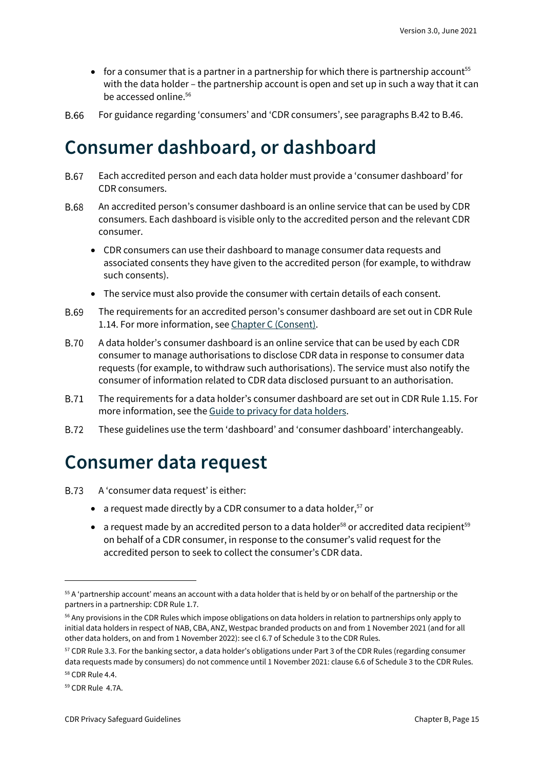- for a consumer that is a partner in a partnership for which there is partnership account[55] with the data holder – the partnership account is open and set up in such a way that it can be accessed online.[56]

B.66 For guidance regarding 'consumers' and 'CDR consumers', see paragraphs B.42 to B.46.

# Consumer dashboard, or dashboard

B.67 Each accredited person and each data holder must provide a 'consumer dashboard' for CDR consumers.

B.68 An accredited person's consumer dashboard is an online service that can be used by CDR consumers. Each dashboard is visible only to the accredited person and the relevant CDR consumer.

- CDR consumers can use their dashboard to manage consumer data requests and associated consents they have given to the accredited person (for example, to withdraw such consents).
- The service must also provide the consumer with certain details of each consent.

B.69 The requirements for an accredited person's consumer dashboard are set out in CDR Rule 1.14. For more information, see Chapter C (Consent).

B.70 A data holder's consumer dashboard is an online service that can be used by each CDR consumer to manage authorisations to disclose CDR data in response to consumer data requests (for example, to withdraw such authorisations). The service must also notify the consumer of information related to CDR data disclosed pursuant to an authorisation.

B.71 The requirements for a data holder's consumer dashboard are set out in CDR Rule 1.15. For more information, see the Guide to privacy for data holders.

B.72 These guidelines use the term 'dashboard' and 'consumer dashboard' interchangeably.

# Consumer data request

B.73 A 'consumer data request' is either:

- a request made directly by a CDR consumer to a data holder,[57] or
- a request made by an accredited person to a data holder[58] or accredited data recipient[59] on behalf of a CDR consumer, in response to the consumer's valid request for the accredited person to seek to collect the consumer's CDR data.

---

[55] A 'partnership account' means an account with a data holder that is held by or on behalf of the partnership or the partners in a partnership: CDR Rule 1.7.

[56] Any provisions in the CDR Rules which impose obligations on data holders in relation to partnerships only apply to initial data holders in respect of NAB, CBA, ANZ, Westpac branded products on and from 1 November 2021 (and for all other data holders, on and from 1 November 2022): see cl 6.7 of Schedule 3 to the CDR Rules.

[57] CDR Rule 3.3. For the banking sector, a data holder's obligations under Part 3 of the CDR Rules (regarding consumer data requests made by consumers) do not commence until 1 November 2021: clause 6.6 of Schedule 3 to the CDR Rules.

[58] CDR Rule 4.4.

[59] CDR Rule 4.7A.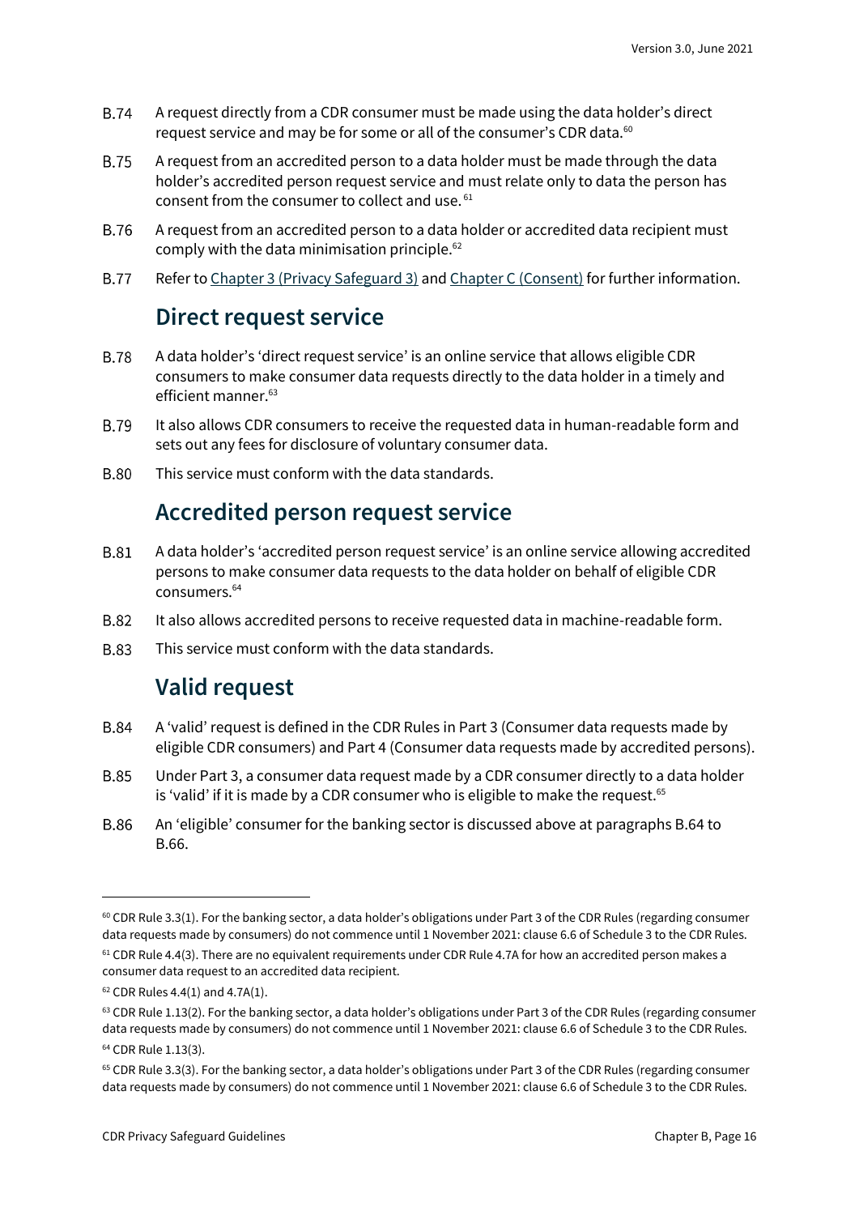B.74 A request directly from a CDR consumer must be made using the data holder's direct request service and may be for some or all of the consumer's CDR data.[60]

B.75 A request from an accredited person to a data holder must be made through the data holder's accredited person request service and must relate only to data the person has consent from the consumer to collect and use.[61]

B.76 A request from an accredited person to a data holder or accredited data recipient must comply with the data minimisation principle.[62]

B.77 Refer to [Chapter 3 (Privacy Safeguard 3)] and [Chapter C (Consent)] for further information.

## Direct request service

B.78 A data holder's 'direct request service' is an online service that allows eligible CDR consumers to make consumer data requests directly to the data holder in a timely and efficient manner.[63]

B.79 It also allows CDR consumers to receive the requested data in human-readable form and sets out any fees for disclosure of voluntary consumer data.

B.80 This service must conform with the data standards.

## Accredited person request service

B.81 A data holder's 'accredited person request service' is an online service allowing accredited persons to make consumer data requests to the data holder on behalf of eligible CDR consumers.[64]

B.82 It also allows accredited persons to receive requested data in machine-readable form.

B.83 This service must conform with the data standards.

## Valid request

B.84 A 'valid' request is defined in the CDR Rules in Part 3 (Consumer data requests made by eligible CDR consumers) and Part 4 (Consumer data requests made by accredited persons).

B.85 Under Part 3, a consumer data request made by a CDR consumer directly to a data holder is 'valid' if it is made by a CDR consumer who is eligible to make the request.[65]

B.86 An 'eligible' consumer for the banking sector is discussed above at paragraphs B.64 to B.66.

---

[60] CDR Rule 3.3(1). For the banking sector, a data holder's obligations under Part 3 of the CDR Rules (regarding consumer data requests made by consumers) do not commence until 1 November 2021: clause 6.6 of Schedule 3 to the CDR Rules.

[61] CDR Rule 4.4(3). There are no equivalent requirements under CDR Rule 4.7A for how an accredited person makes a consumer data request to an accredited data recipient.

[62] CDR Rules 4.4(1) and 4.7A(1).

[63] CDR Rule 1.13(2). For the banking sector, a data holder's obligations under Part 3 of the CDR Rules (regarding consumer data requests made by consumers) do not commence until 1 November 2021: clause 6.6 of Schedule 3 to the CDR Rules.

[64] CDR Rule 1.13(3).

[65] CDR Rule 3.3(3). For the banking sector, a data holder's obligations under Part 3 of the CDR Rules (regarding consumer data requests made by consumers) do not commence until 1 November 2021: clause 6.6 of Schedule 3 to the CDR Rules.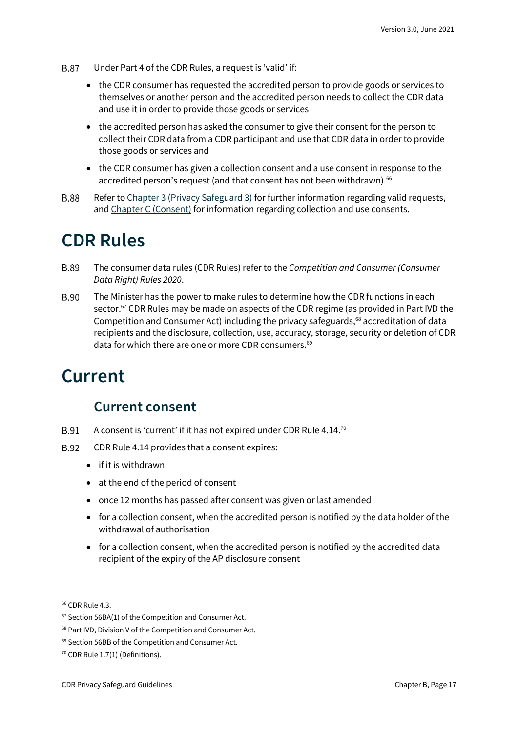B.87 Under Part 4 of the CDR Rules, a request is 'valid' if:

- the CDR consumer has requested the accredited person to provide goods or services to themselves or another person and the accredited person needs to collect the CDR data and use it in order to provide those goods or services
- the accredited person has asked the consumer to give their consent for the person to collect their CDR data from a CDR participant and use that CDR data in order to provide those goods or services and
- the CDR consumer has given a collection consent and a use consent in response to the accredited person's request (and that consent has not been withdrawn).[66]

B.88 Refer to Chapter 3 (Privacy Safeguard 3) for further information regarding valid requests, and Chapter C (Consent) for information regarding collection and use consents.

# CDR Rules

B.89 The consumer data rules (CDR Rules) refer to the *Competition and Consumer (Consumer Data Right) Rules 2020*.

B.90 The Minister has the power to make rules to determine how the CDR functions in each sector.[67] CDR Rules may be made on aspects of the CDR regime (as provided in Part IVD the Competition and Consumer Act) including the privacy safeguards,[68] accreditation of data recipients and the disclosure, collection, use, accuracy, storage, security or deletion of CDR data for which there are one or more CDR consumers.[69]

# Current

## Current consent

B.91 A consent is 'current' if it has not expired under CDR Rule 4.14.[70]

B.92 CDR Rule 4.14 provides that a consent expires:

- if it is withdrawn
- at the end of the period of consent
- once 12 months has passed after consent was given or last amended
- for a collection consent, when the accredited person is notified by the data holder of the withdrawal of authorisation
- for a collection consent, when the accredited person is notified by the accredited data recipient of the expiry of the AP disclosure consent

---

[66] CDR Rule 4.3.

[67] Section 56BA(1) of the Competition and Consumer Act.

[68] Part IVD, Division V of the Competition and Consumer Act.

[69] Section 56BB of the Competition and Consumer Act.

[70] CDR Rule 1.7(1) (Definitions).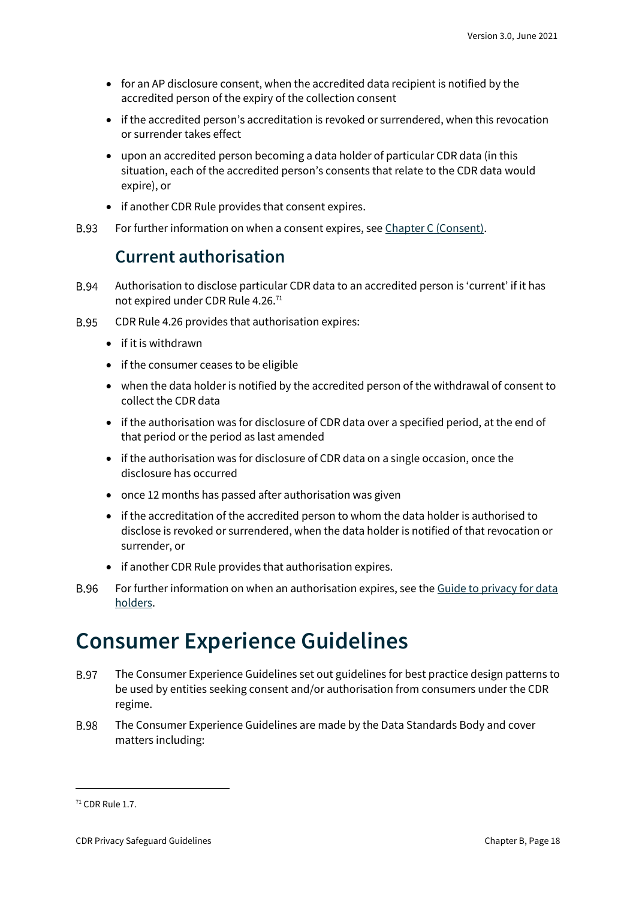- for an AP disclosure consent, when the accredited data recipient is notified by the accredited person of the expiry of the collection consent
- if the accredited person's accreditation is revoked or surrendered, when this revocation or surrender takes effect
- upon an accredited person becoming a data holder of particular CDR data (in this situation, each of the accredited person's consents that relate to the CDR data would expire), or
- if another CDR Rule provides that consent expires.

B.93 For further information on when a consent expires, see [Chapter C (Consent)](#).

## Current authorisation

B.94 Authorisation to disclose particular CDR data to an accredited person is 'current' if it has not expired under CDR Rule 4.26.[71]

B.95 CDR Rule 4.26 provides that authorisation expires:

- if it is withdrawn
- if the consumer ceases to be eligible
- when the data holder is notified by the accredited person of the withdrawal of consent to collect the CDR data
- if the authorisation was for disclosure of CDR data over a specified period, at the end of that period or the period as last amended
- if the authorisation was for disclosure of CDR data on a single occasion, once the disclosure has occurred
- once 12 months has passed after authorisation was given
- if the accreditation of the accredited person to whom the data holder is authorised to disclose is revoked or surrendered, when the data holder is notified of that revocation or surrender, or
- if another CDR Rule provides that authorisation expires.

B.96 For further information on when an authorisation expires, see the [Guide to privacy for data holders](#).

# Consumer Experience Guidelines

B.97 The Consumer Experience Guidelines set out guidelines for best practice design patterns to be used by entities seeking consent and/or authorisation from consumers under the CDR regime.

B.98 The Consumer Experience Guidelines are made by the Data Standards Body and cover matters including:

---

[71] CDR Rule 1.7.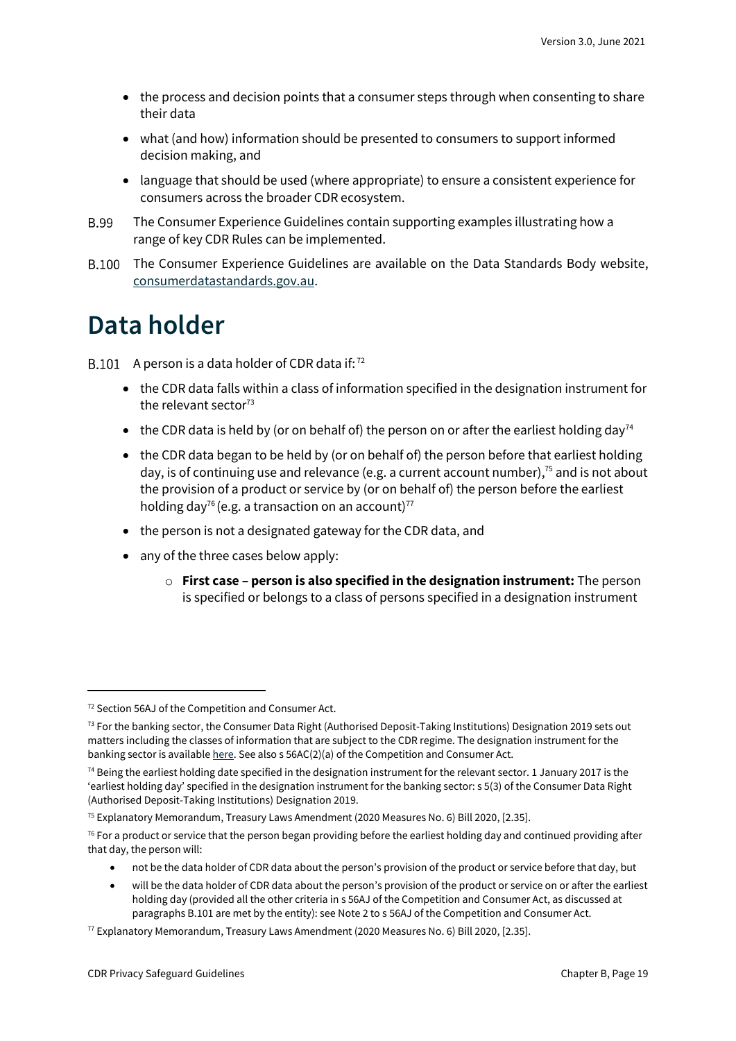- the process and decision points that a consumer steps through when consenting to share their data
- what (and how) information should be presented to consumers to support informed decision making, and
- language that should be used (where appropriate) to ensure a consistent experience for consumers across the broader CDR ecosystem.

B.99 The Consumer Experience Guidelines contain supporting examples illustrating how a range of key CDR Rules can be implemented.

B.100 The Consumer Experience Guidelines are available on the Data Standards Body website, consumerdatastandards.gov.au.

# Data holder

B.101 A person is a data holder of CDR data if: [72]

- the CDR data falls within a class of information specified in the designation instrument for the relevant sector[73]
- the CDR data is held by (or on behalf of) the person on or after the earliest holding day[74]
- the CDR data began to be held by (or on behalf of) the person before that earliest holding day, is of continuing use and relevance (e.g. a current account number),[75] and is not about the provision of a product or service by (or on behalf of) the person before the earliest holding day[76] (e.g. a transaction on an account)[77]
- the person is not a designated gateway for the CDR data, and
- any of the three cases below apply:
    - **First case – person is also specified in the designation instrument:** The person is specified or belongs to a class of persons specified in a designation instrument

---

[72] Section 56AJ of the Competition and Consumer Act.

[73] For the banking sector, the Consumer Data Right (Authorised Deposit-Taking Institutions) Designation 2019 sets out matters including the classes of information that are subject to the CDR regime. The designation instrument for the banking sector is available here. See also s 56AC(2)(a) of the Competition and Consumer Act.

[74] Being the earliest holding date specified in the designation instrument for the relevant sector. 1 January 2017 is the 'earliest holding day' specified in the designation instrument for the banking sector: s 5(3) of the Consumer Data Right (Authorised Deposit-Taking Institutions) Designation 2019.

[75] Explanatory Memorandum, Treasury Laws Amendment (2020 Measures No. 6) Bill 2020, [2.35].

[76] For a product or service that the person began providing before the earliest holding day and continued providing after that day, the person will:

- not be the data holder of CDR data about the person's provision of the product or service before that day, but
- will be the data holder of CDR data about the person's provision of the product or service on or after the earliest holding day (provided all the other criteria in s 56AJ of the Competition and Consumer Act, as discussed at paragraphs B.101 are met by the entity): see Note 2 to s 56AJ of the Competition and Consumer Act.

[77] Explanatory Memorandum, Treasury Laws Amendment (2020 Measures No. 6) Bill 2020, [2.35].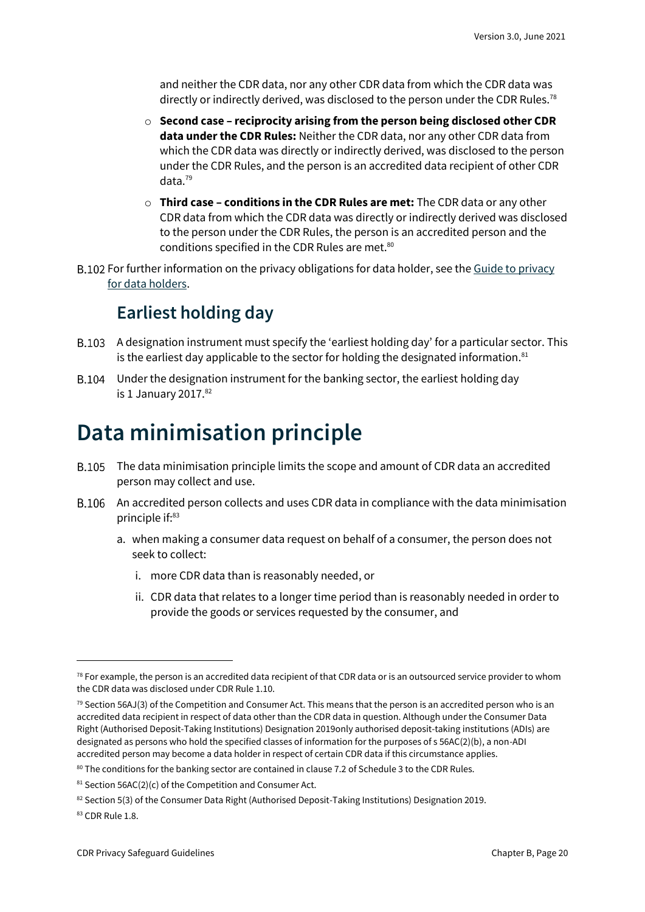and neither the CDR data, nor any other CDR data from which the CDR data was directly or indirectly derived, was disclosed to the person under the CDR Rules.[78]

- **Second case – reciprocity arising from the person being disclosed other CDR data under the CDR Rules:** Neither the CDR data, nor any other CDR data from which the CDR data was directly or indirectly derived, was disclosed to the person under the CDR Rules, and the person is an accredited data recipient of other CDR data.[79]
- **Third case – conditions in the CDR Rules are met:** The CDR data or any other CDR data from which the CDR data was directly or indirectly derived was disclosed to the person under the CDR Rules, the person is an accredited person and the conditions specified in the CDR Rules are met.[80]

B.102 For further information on the privacy obligations for data holder, see the Guide to privacy for data holders.

## Earliest holding day

B.103 A designation instrument must specify the 'earliest holding day' for a particular sector. This is the earliest day applicable to the sector for holding the designated information.[81]

B.104 Under the designation instrument for the banking sector, the earliest holding day is 1 January 2017.[82]

# Data minimisation principle

B.105 The data minimisation principle limits the scope and amount of CDR data an accredited person may collect and use.

B.106 An accredited person collects and uses CDR data in compliance with the data minimisation principle if:[83]

a. when making a consumer data request on behalf of a consumer, the person does not seek to collect:

   i. more CDR data than is reasonably needed, or

   ii. CDR data that relates to a longer time period than is reasonably needed in order to provide the goods or services requested by the consumer, and

---

[78] For example, the person is an accredited data recipient of that CDR data or is an outsourced service provider to whom the CDR data was disclosed under CDR Rule 1.10.

[79] Section 56AJ(3) of the Competition and Consumer Act. This means that the person is an accredited person who is an accredited data recipient in respect of data other than the CDR data in question. Although under the Consumer Data Right (Authorised Deposit-Taking Institutions) Designation 2019only authorised deposit-taking institutions (ADIs) are designated as persons who hold the specified classes of information for the purposes of s 56AC(2)(b), a non-ADI accredited person may become a data holder in respect of certain CDR data if this circumstance applies.

[80] The conditions for the banking sector are contained in clause 7.2 of Schedule 3 to the CDR Rules.

[81] Section 56AC(2)(c) of the Competition and Consumer Act.

[82] Section 5(3) of the Consumer Data Right (Authorised Deposit-Taking Institutions) Designation 2019.

[83] CDR Rule 1.8.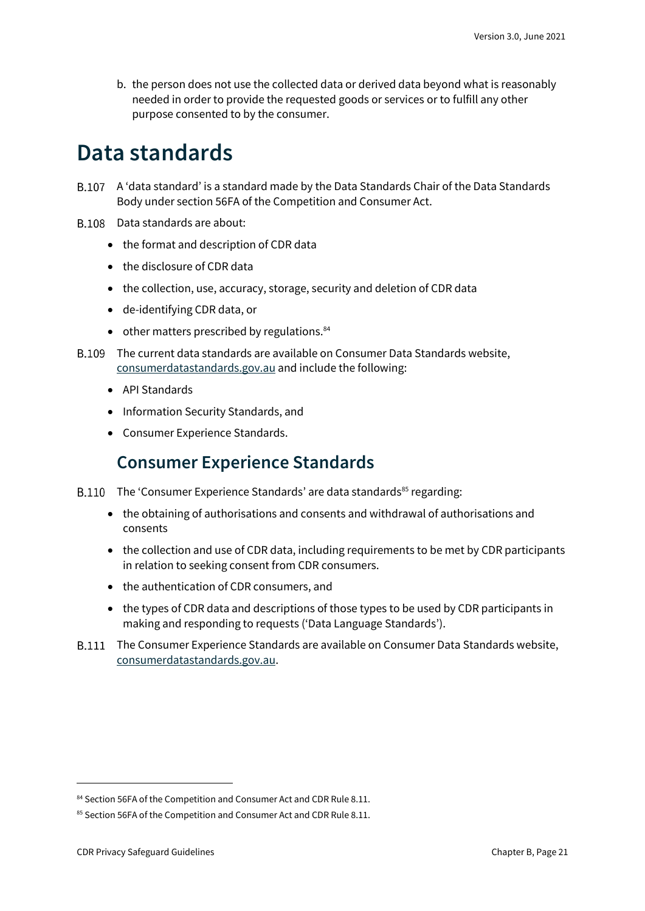b. the person does not use the collected data or derived data beyond what is reasonably needed in order to provide the requested goods or services or to fulfill any other purpose consented to by the consumer.

# Data standards

B.107 A 'data standard' is a standard made by the Data Standards Chair of the Data Standards Body under section 56FA of the Competition and Consumer Act.

B.108 Data standards are about:

- the format and description of CDR data
- the disclosure of CDR data
- the collection, use, accuracy, storage, security and deletion of CDR data
- de-identifying CDR data, or
- other matters prescribed by regulations.[84]

B.109 The current data standards are available on Consumer Data Standards website, consumerdatastandards.gov.au and include the following:

- API Standards
- Information Security Standards, and
- Consumer Experience Standards.

## Consumer Experience Standards

B.110 The 'Consumer Experience Standards' are data standards[85] regarding:

- the obtaining of authorisations and consents and withdrawal of authorisations and consents
- the collection and use of CDR data, including requirements to be met by CDR participants in relation to seeking consent from CDR consumers.
- the authentication of CDR consumers, and
- the types of CDR data and descriptions of those types to be used by CDR participants in making and responding to requests ('Data Language Standards').

B.111 The Consumer Experience Standards are available on Consumer Data Standards website, consumerdatastandards.gov.au.

---

[84] Section 56FA of the Competition and Consumer Act and CDR Rule 8.11.

[85] Section 56FA of the Competition and Consumer Act and CDR Rule 8.11.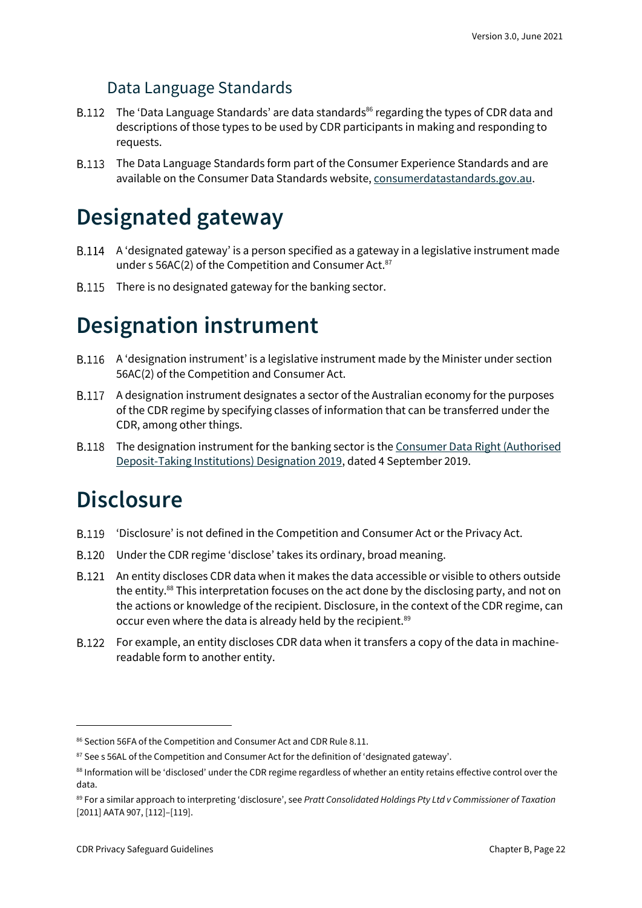### Data Language Standards

B.112 The 'Data Language Standards' are data standards[86] regarding the types of CDR data and descriptions of those types to be used by CDR participants in making and responding to requests.

B.113 The Data Language Standards form part of the Consumer Experience Standards and are available on the Consumer Data Standards website, [consumerdatastandards.gov.au](https://consumerdatastandards.gov.au).

# Designated gateway

B.114 A 'designated gateway' is a person specified as a gateway in a legislative instrument made under s 56AC(2) of the Competition and Consumer Act.[87]

B.115 There is no designated gateway for the banking sector.

# Designation instrument

B.116 A 'designation instrument' is a legislative instrument made by the Minister under section 56AC(2) of the Competition and Consumer Act.

B.117 A designation instrument designates a sector of the Australian economy for the purposes of the CDR regime by specifying classes of information that can be transferred under the CDR, among other things.

B.118 The designation instrument for the banking sector is the Consumer Data Right (Authorised Deposit-Taking Institutions) Designation 2019, dated 4 September 2019.

# Disclosure

B.119 'Disclosure' is not defined in the Competition and Consumer Act or the Privacy Act.

B.120 Under the CDR regime 'disclose' takes its ordinary, broad meaning.

B.121 An entity discloses CDR data when it makes the data accessible or visible to others outside the entity.[88] This interpretation focuses on the act done by the disclosing party, and not on the actions or knowledge of the recipient. Disclosure, in the context of the CDR regime, can occur even where the data is already held by the recipient.[89]

B.122 For example, an entity discloses CDR data when it transfers a copy of the data in machine-readable form to another entity.

---

[86] Section 56FA of the Competition and Consumer Act and CDR Rule 8.11.

[87] See s 56AL of the Competition and Consumer Act for the definition of 'designated gateway'.

[88] Information will be 'disclosed' under the CDR regime regardless of whether an entity retains effective control over the data.

[89] For a similar approach to interpreting 'disclosure', see *Pratt Consolidated Holdings Pty Ltd v Commissioner of Taxation* [2011] AATA 907, [112]–[119].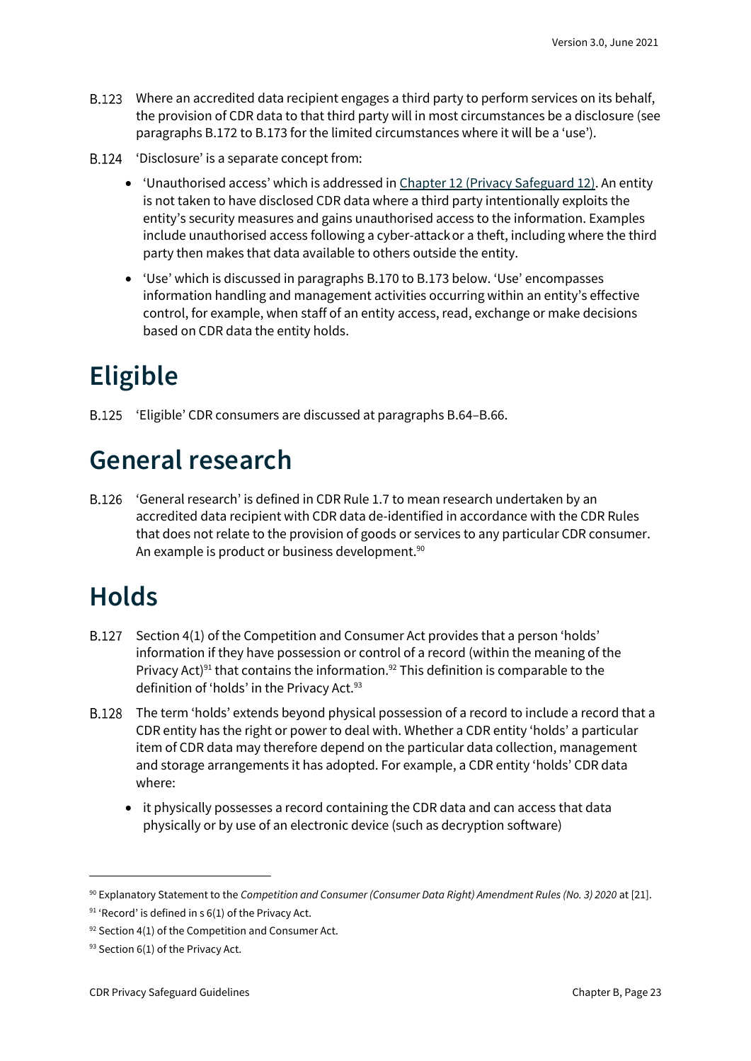B.123 Where an accredited data recipient engages a third party to perform services on its behalf, the provision of CDR data to that third party will in most circumstances be a disclosure (see paragraphs B.172 to B.173 for the limited circumstances where it will be a 'use').

B.124 'Disclosure' is a separate concept from:

- 'Unauthorised access' which is addressed in Chapter 12 (Privacy Safeguard 12). An entity is not taken to have disclosed CDR data where a third party intentionally exploits the entity's security measures and gains unauthorised access to the information. Examples include unauthorised access following a cyber-attack or a theft, including where the third party then makes that data available to others outside the entity.
- 'Use' which is discussed in paragraphs B.170 to B.173 below. 'Use' encompasses information handling and management activities occurring within an entity's effective control, for example, when staff of an entity access, read, exchange or make decisions based on CDR data the entity holds.

# Eligible

B.125 'Eligible' CDR consumers are discussed at paragraphs B.64–B.66.

# General research

B.126 'General research' is defined in CDR Rule 1.7 to mean research undertaken by an accredited data recipient with CDR data de-identified in accordance with the CDR Rules that does not relate to the provision of goods or services to any particular CDR consumer. An example is product or business development.[90]

# Holds

B.127 Section 4(1) of the Competition and Consumer Act provides that a person 'holds' information if they have possession or control of a record (within the meaning of the Privacy Act)[91] that contains the information.[92] This definition is comparable to the definition of 'holds' in the Privacy Act.[93]

B.128 The term 'holds' extends beyond physical possession of a record to include a record that a CDR entity has the right or power to deal with. Whether a CDR entity 'holds' a particular item of CDR data may therefore depend on the particular data collection, management and storage arrangements it has adopted. For example, a CDR entity 'holds' CDR data where:

- it physically possesses a record containing the CDR data and can access that data physically or by use of an electronic device (such as decryption software)

---

[90] Explanatory Statement to the *Competition and Consumer (Consumer Data Right) Amendment Rules (No. 3) 2020* at [21].

[91] 'Record' is defined in s 6(1) of the Privacy Act.

[92] Section 4(1) of the Competition and Consumer Act.

[93] Section 6(1) of the Privacy Act.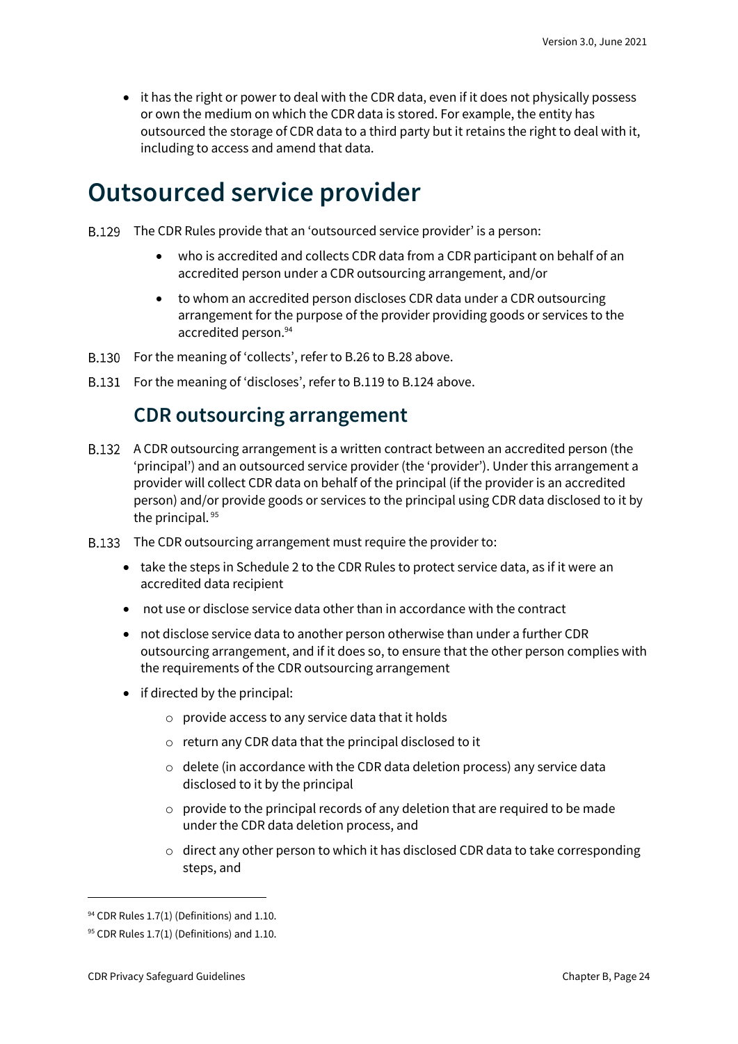- it has the right or power to deal with the CDR data, even if it does not physically possess or own the medium on which the CDR data is stored. For example, the entity has outsourced the storage of CDR data to a third party but it retains the right to deal with it, including to access and amend that data.

# Outsourced service provider

B.129 The CDR Rules provide that an 'outsourced service provider' is a person:

- who is accredited and collects CDR data from a CDR participant on behalf of an accredited person under a CDR outsourcing arrangement, and/or
- to whom an accredited person discloses CDR data under a CDR outsourcing arrangement for the purpose of the provider providing goods or services to the accredited person.[94]

B.130 For the meaning of 'collects', refer to B.26 to B.28 above.

B.131 For the meaning of 'discloses', refer to B.119 to B.124 above.

## CDR outsourcing arrangement

B.132 A CDR outsourcing arrangement is a written contract between an accredited person (the 'principal') and an outsourced service provider (the 'provider'). Under this arrangement a provider will collect CDR data on behalf of the principal (if the provider is an accredited person) and/or provide goods or services to the principal using CDR data disclosed to it by the principal.[95]

B.133 The CDR outsourcing arrangement must require the provider to:

- take the steps in Schedule 2 to the CDR Rules to protect service data, as if it were an accredited data recipient
- not use or disclose service data other than in accordance with the contract
- not disclose service data to another person otherwise than under a further CDR outsourcing arrangement, and if it does so, to ensure that the other person complies with the requirements of the CDR outsourcing arrangement
- if directed by the principal:
  - provide access to any service data that it holds
  - return any CDR data that the principal disclosed to it
  - delete (in accordance with the CDR data deletion process) any service data disclosed to it by the principal
  - provide to the principal records of any deletion that are required to be made under the CDR data deletion process, and
  - direct any other person to which it has disclosed CDR data to take corresponding steps, and

---

[94] CDR Rules 1.7(1) (Definitions) and 1.10.

[95] CDR Rules 1.7(1) (Definitions) and 1.10.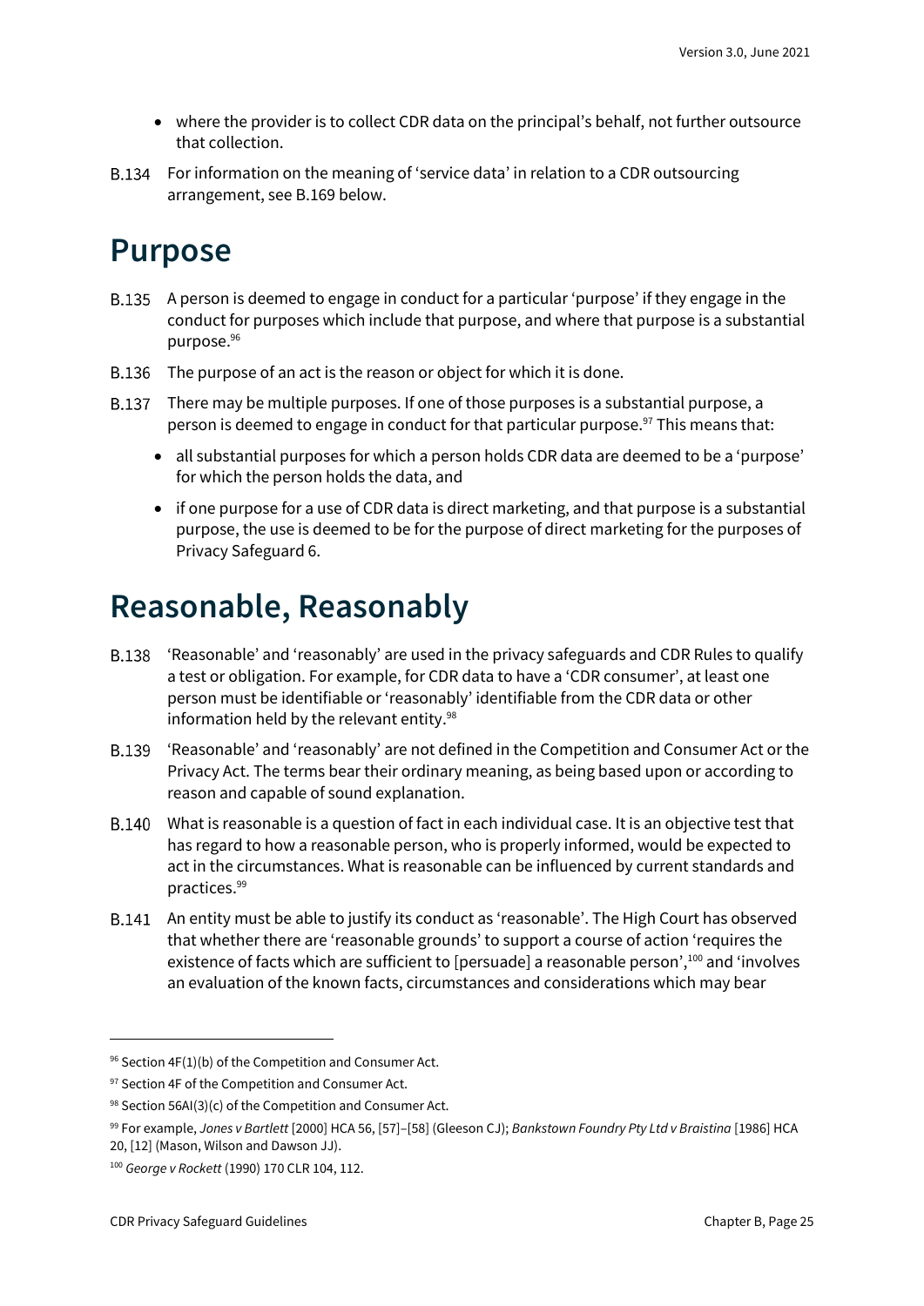- where the provider is to collect CDR data on the principal's behalf, not further outsource that collection.

B.134 For information on the meaning of 'service data' in relation to a CDR outsourcing arrangement, see B.169 below.

# Purpose

B.135 A person is deemed to engage in conduct for a particular 'purpose' if they engage in the conduct for purposes which include that purpose, and where that purpose is a substantial purpose.[96]

B.136 The purpose of an act is the reason or object for which it is done.

B.137 There may be multiple purposes. If one of those purposes is a substantial purpose, a person is deemed to engage in conduct for that particular purpose.[97] This means that:

- all substantial purposes for which a person holds CDR data are deemed to be a 'purpose' for which the person holds the data, and
- if one purpose for a use of CDR data is direct marketing, and that purpose is a substantial purpose, the use is deemed to be for the purpose of direct marketing for the purposes of Privacy Safeguard 6.

# Reasonable, Reasonably

B.138 'Reasonable' and 'reasonably' are used in the privacy safeguards and CDR Rules to qualify a test or obligation. For example, for CDR data to have a 'CDR consumer', at least one person must be identifiable or 'reasonably' identifiable from the CDR data or other information held by the relevant entity.[98]

B.139 'Reasonable' and 'reasonably' are not defined in the Competition and Consumer Act or the Privacy Act. The terms bear their ordinary meaning, as being based upon or according to reason and capable of sound explanation.

B.140 What is reasonable is a question of fact in each individual case. It is an objective test that has regard to how a reasonable person, who is properly informed, would be expected to act in the circumstances. What is reasonable can be influenced by current standards and practices.[99]

B.141 An entity must be able to justify its conduct as 'reasonable'. The High Court has observed that whether there are 'reasonable grounds' to support a course of action 'requires the existence of facts which are sufficient to [persuade] a reasonable person',[100] and 'involves an evaluation of the known facts, circumstances and considerations which may bear

---

[96] Section 4F(1)(b) of the Competition and Consumer Act.

[97] Section 4F of the Competition and Consumer Act.

[98] Section 56AI(3)(c) of the Competition and Consumer Act.

[99] For example, *Jones v Bartlett* [2000] HCA 56, [57]–[58] (Gleeson CJ); *Bankstown Foundry Pty Ltd v Braistina* [1986] HCA 20, [12] (Mason, Wilson and Dawson JJ).

[100] *George v Rockett* (1990) 170 CLR 104, 112.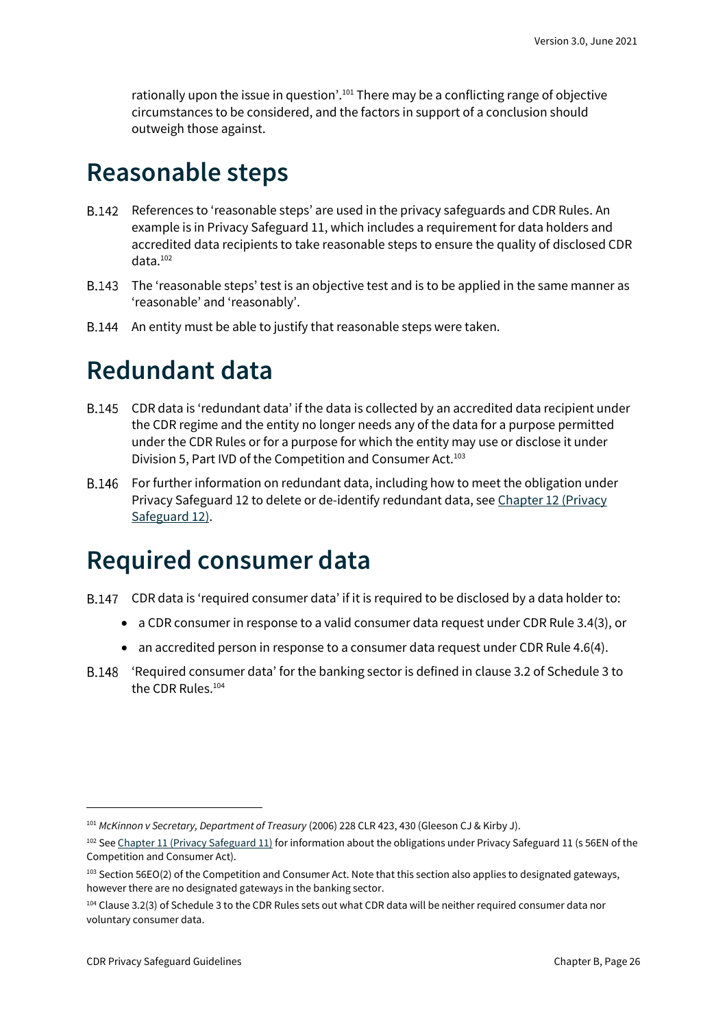rationally upon the issue in question'.[101] There may be a conflicting range of objective circumstances to be considered, and the factors in support of a conclusion should outweigh those against.

# Reasonable steps

B.142 References to 'reasonable steps' are used in the privacy safeguards and CDR Rules. An example is in Privacy Safeguard 11, which includes a requirement for data holders and accredited data recipients to take reasonable steps to ensure the quality of disclosed CDR data.[102]

B.143 The 'reasonable steps' test is an objective test and is to be applied in the same manner as 'reasonable' and 'reasonably'.

B.144 An entity must be able to justify that reasonable steps were taken.

# Redundant data

B.145 CDR data is 'redundant data' if the data is collected by an accredited data recipient under the CDR regime and the entity no longer needs any of the data for a purpose permitted under the CDR Rules or for a purpose for which the entity may use or disclose it under Division 5, Part IVD of the Competition and Consumer Act.[103]

B.146 For further information on redundant data, including how to meet the obligation under Privacy Safeguard 12 to delete or de-identify redundant data, see [Chapter 12 (Privacy Safeguard 12)](#).

# Required consumer data

B.147 CDR data is 'required consumer data' if it is required to be disclosed by a data holder to:

- a CDR consumer in response to a valid consumer data request under CDR Rule 3.4(3), or
- an accredited person in response to a consumer data request under CDR Rule 4.6(4).

B.148 'Required consumer data' for the banking sector is defined in clause 3.2 of Schedule 3 to the CDR Rules.[104]

---

[101] *McKinnon v Secretary, Department of Treasury* (2006) 228 CLR 423, 430 (Gleeson CJ & Kirby J).

[102] See [Chapter 11 (Privacy Safeguard 11)](#) for information about the obligations under Privacy Safeguard 11 (s 56EN of the Competition and Consumer Act).

[103] Section 56EO(2) of the Competition and Consumer Act. Note that this section also applies to designated gateways, however there are no designated gateways in the banking sector.

[104] Clause 3.2(3) of Schedule 3 to the CDR Rules sets out what CDR data will be neither required consumer data nor voluntary consumer data.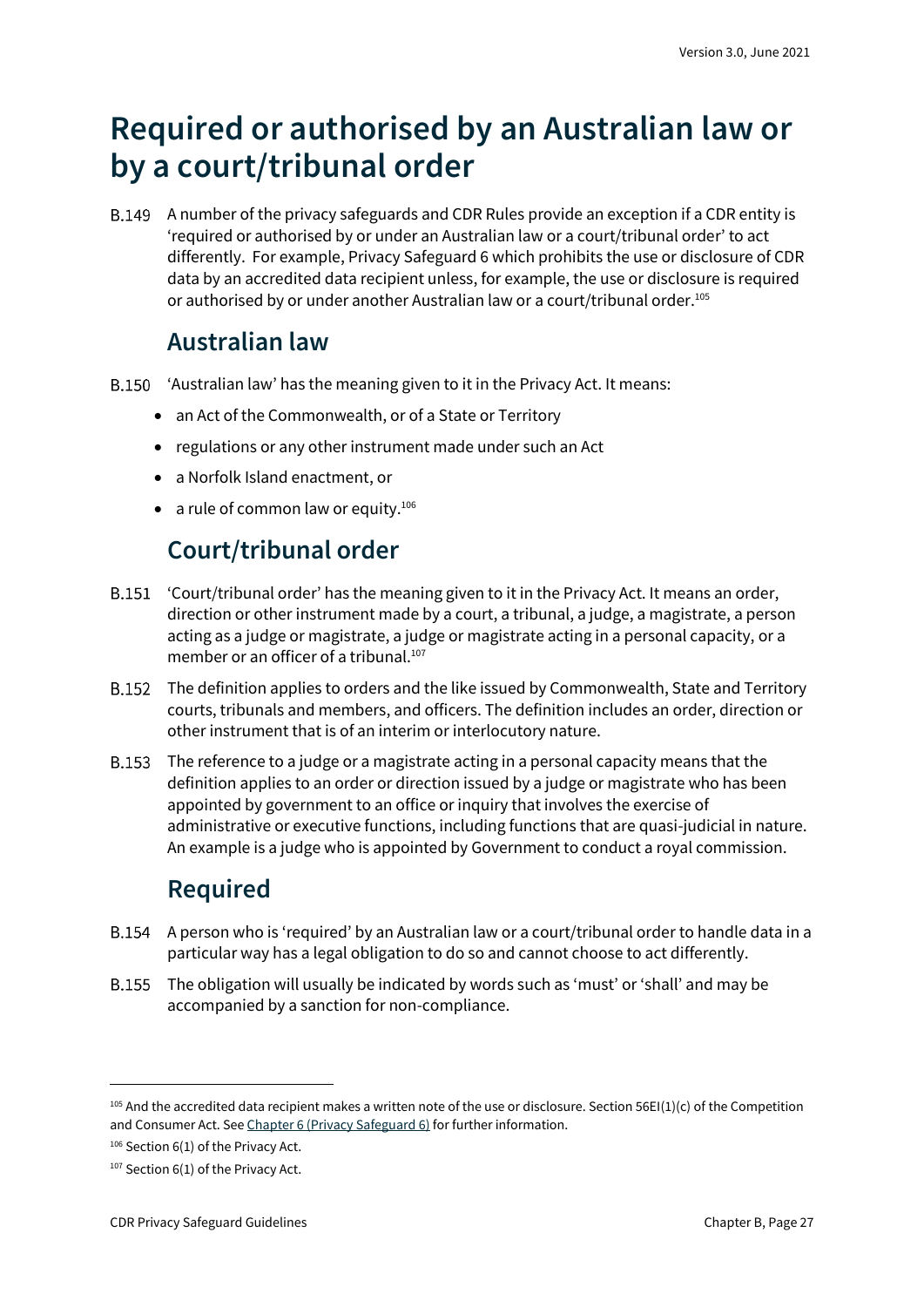# Required or authorised by an Australian law or by a court/tribunal order

B.149 A number of the privacy safeguards and CDR Rules provide an exception if a CDR entity is 'required or authorised by or under an Australian law or a court/tribunal order' to act differently. For example, Privacy Safeguard 6 which prohibits the use or disclosure of CDR data by an accredited data recipient unless, for example, the use or disclosure is required or authorised by or under another Australian law or a court/tribunal order.[105]

## Australian law

B.150 'Australian law' has the meaning given to it in the Privacy Act. It means:

- an Act of the Commonwealth, or of a State or Territory
- regulations or any other instrument made under such an Act
- a Norfolk Island enactment, or
- a rule of common law or equity.[106]

## Court/tribunal order

B.151 'Court/tribunal order' has the meaning given to it in the Privacy Act. It means an order, direction or other instrument made by a court, a tribunal, a judge, a magistrate, a person acting as a judge or magistrate, a judge or magistrate acting in a personal capacity, or a member or an officer of a tribunal.[107]

B.152 The definition applies to orders and the like issued by Commonwealth, State and Territory courts, tribunals and members, and officers. The definition includes an order, direction or other instrument that is of an interim or interlocutory nature.

B.153 The reference to a judge or a magistrate acting in a personal capacity means that the definition applies to an order or direction issued by a judge or magistrate who has been appointed by government to an office or inquiry that involves the exercise of administrative or executive functions, including functions that are quasi-judicial in nature. An example is a judge who is appointed by Government to conduct a royal commission.

## Required

B.154 A person who is 'required' by an Australian law or a court/tribunal order to handle data in a particular way has a legal obligation to do so and cannot choose to act differently.

B.155 The obligation will usually be indicated by words such as 'must' or 'shall' and may be accompanied by a sanction for non-compliance.

---

[105] And the accredited data recipient makes a written note of the use or disclosure. Section 56EI(1)(c) of the Competition and Consumer Act. See Chapter 6 (Privacy Safeguard 6) for further information.

[106] Section 6(1) of the Privacy Act.

[107] Section 6(1) of the Privacy Act.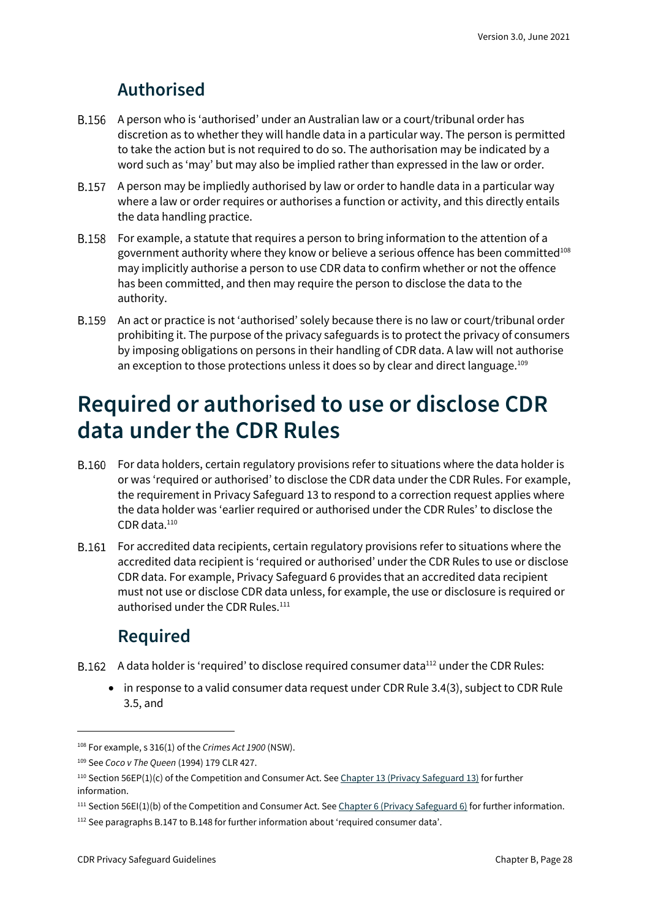### Authorised

B.156 A person who is 'authorised' under an Australian law or a court/tribunal order has discretion as to whether they will handle data in a particular way. The person is permitted to take the action but is not required to do so. The authorisation may be indicated by a word such as 'may' but may also be implied rather than expressed in the law or order.

B.157 A person may be impliedly authorised by law or order to handle data in a particular way where a law or order requires or authorises a function or activity, and this directly entails the data handling practice.

B.158 For example, a statute that requires a person to bring information to the attention of a government authority where they know or believe a serious offence has been committed[108] may implicitly authorise a person to use CDR data to confirm whether or not the offence has been committed, and then may require the person to disclose the data to the authority.

B.159 An act or practice is not 'authorised' solely because there is no law or court/tribunal order prohibiting it. The purpose of the privacy safeguards is to protect the privacy of consumers by imposing obligations on persons in their handling of CDR data. A law will not authorise an exception to those protections unless it does so by clear and direct language.[109]

## Required or authorised to use or disclose CDR data under the CDR Rules

B.160 For data holders, certain regulatory provisions refer to situations where the data holder is or was 'required or authorised' to disclose the CDR data under the CDR Rules. For example, the requirement in Privacy Safeguard 13 to respond to a correction request applies where the data holder was 'earlier required or authorised under the CDR Rules' to disclose the CDR data.[110]

B.161 For accredited data recipients, certain regulatory provisions refer to situations where the accredited data recipient is 'required or authorised' under the CDR Rules to use or disclose CDR data. For example, Privacy Safeguard 6 provides that an accredited data recipient must not use or disclose CDR data unless, for example, the use or disclosure is required or authorised under the CDR Rules.[111]

### Required

B.162 A data holder is 'required' to disclose required consumer data[112] under the CDR Rules:

- in response to a valid consumer data request under CDR Rule 3.4(3), subject to CDR Rule 3.5, and

---

[108] For example, s 316(1) of the *Crimes Act 1900* (NSW).

[109] See *Coco v The Queen* (1994) 179 CLR 427.

[110] Section 56EP(1)(c) of the Competition and Consumer Act. See Chapter 13 (Privacy Safeguard 13) for further information.

[111] Section 56EI(1)(b) of the Competition and Consumer Act. See Chapter 6 (Privacy Safeguard 6) for further information.

[112] See paragraphs B.147 to B.148 for further information about 'required consumer data'.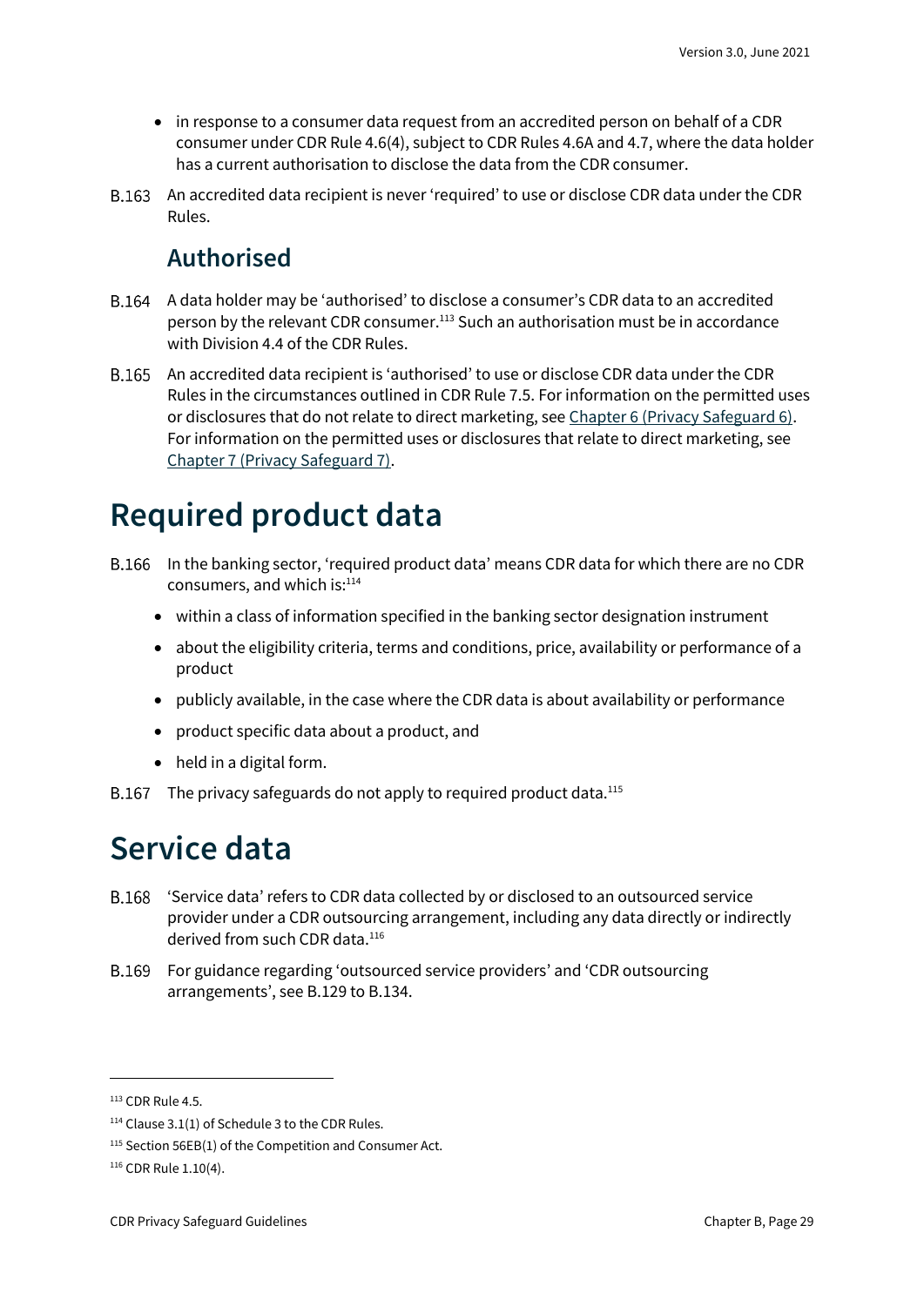- in response to a consumer data request from an accredited person on behalf of a CDR consumer under CDR Rule 4.6(4), subject to CDR Rules 4.6A and 4.7, where the data holder has a current authorisation to disclose the data from the CDR consumer.

B.163 An accredited data recipient is never 'required' to use or disclose CDR data under the CDR Rules.

## Authorised

B.164 A data holder may be 'authorised' to disclose a consumer's CDR data to an accredited person by the relevant CDR consumer.[113] Such an authorisation must be in accordance with Division 4.4 of the CDR Rules.

B.165 An accredited data recipient is 'authorised' to use or disclose CDR data under the CDR Rules in the circumstances outlined in CDR Rule 7.5. For information on the permitted uses or disclosures that do not relate to direct marketing, see Chapter 6 (Privacy Safeguard 6). For information on the permitted uses or disclosures that relate to direct marketing, see Chapter 7 (Privacy Safeguard 7).

# Required product data

B.166 In the banking sector, 'required product data' means CDR data for which there are no CDR consumers, and which is:[114]

- within a class of information specified in the banking sector designation instrument
- about the eligibility criteria, terms and conditions, price, availability or performance of a product
- publicly available, in the case where the CDR data is about availability or performance
- product specific data about a product, and
- held in a digital form.

B.167 The privacy safeguards do not apply to required product data.[115]

# Service data

B.168 'Service data' refers to CDR data collected by or disclosed to an outsourced service provider under a CDR outsourcing arrangement, including any data directly or indirectly derived from such CDR data.[116]

B.169 For guidance regarding 'outsourced service providers' and 'CDR outsourcing arrangements', see B.129 to B.134.

---

[113] CDR Rule 4.5.

[114] Clause 3.1(1) of Schedule 3 to the CDR Rules.

[115] Section 56EB(1) of the Competition and Consumer Act.

[116] CDR Rule 1.10(4).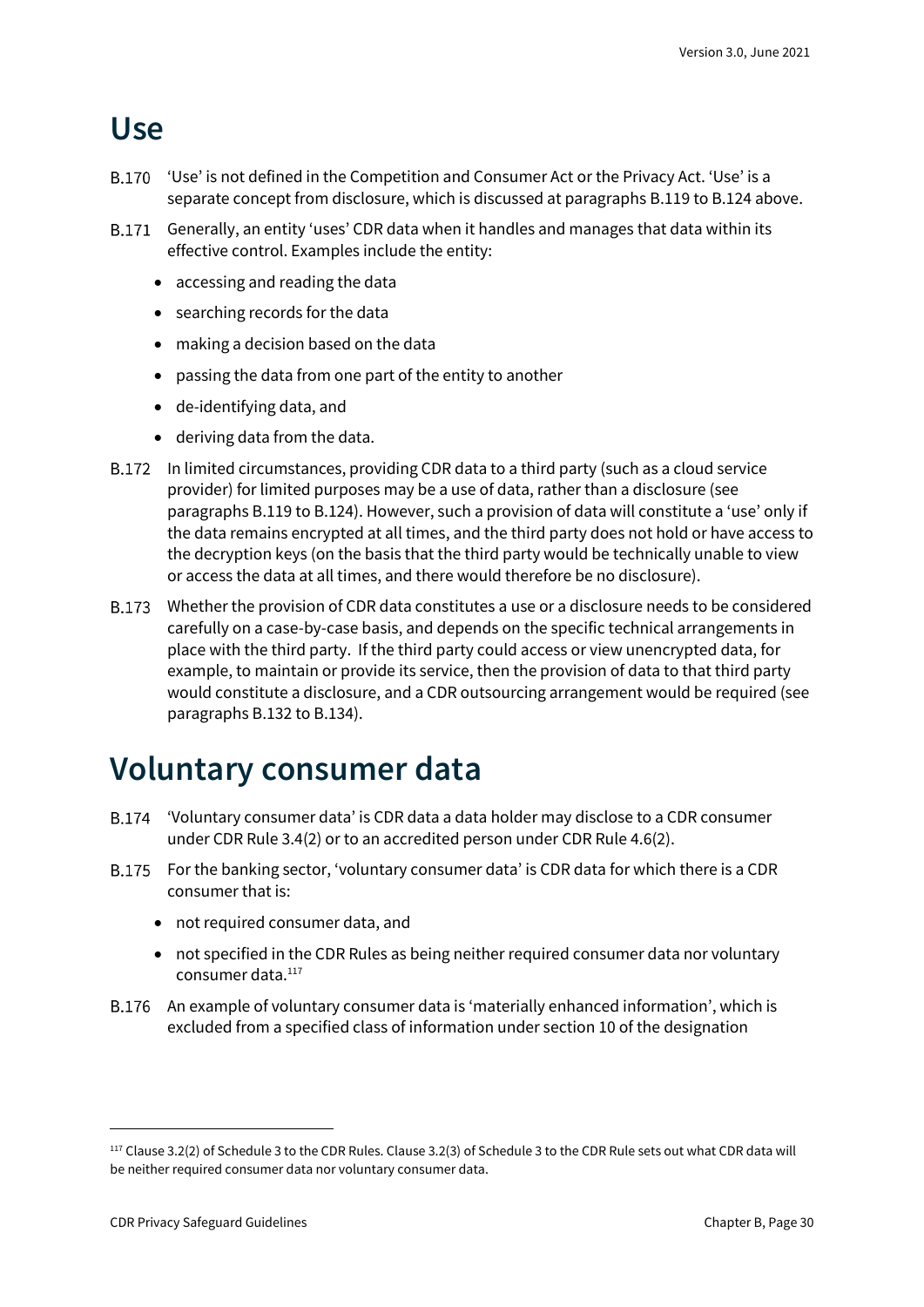## Use

B.170 'Use' is not defined in the Competition and Consumer Act or the Privacy Act. 'Use' is a separate concept from disclosure, which is discussed at paragraphs B.119 to B.124 above.

B.171 Generally, an entity 'uses' CDR data when it handles and manages that data within its effective control. Examples include the entity:

- accessing and reading the data
- searching records for the data
- making a decision based on the data
- passing the data from one part of the entity to another
- de-identifying data, and
- deriving data from the data.

B.172 In limited circumstances, providing CDR data to a third party (such as a cloud service provider) for limited purposes may be a use of data, rather than a disclosure (see paragraphs B.119 to B.124). However, such a provision of data will constitute a 'use' only if the data remains encrypted at all times, and the third party does not hold or have access to the decryption keys (on the basis that the third party would be technically unable to view or access the data at all times, and there would therefore be no disclosure).

B.173 Whether the provision of CDR data constitutes a use or a disclosure needs to be considered carefully on a case-by-case basis, and depends on the specific technical arrangements in place with the third party. If the third party could access or view unencrypted data, for example, to maintain or provide its service, then the provision of data to that third party would constitute a disclosure, and a CDR outsourcing arrangement would be required (see paragraphs B.132 to B.134).

## Voluntary consumer data

B.174 'Voluntary consumer data' is CDR data a data holder may disclose to a CDR consumer under CDR Rule 3.4(2) or to an accredited person under CDR Rule 4.6(2).

B.175 For the banking sector, 'voluntary consumer data' is CDR data for which there is a CDR consumer that is:

- not required consumer data, and
- not specified in the CDR Rules as being neither required consumer data nor voluntary consumer data.[117]

B.176 An example of voluntary consumer data is 'materially enhanced information', which is excluded from a specified class of information under section 10 of the designation

[117] Clause 3.2(2) of Schedule 3 to the CDR Rules. Clause 3.2(3) of Schedule 3 to the CDR Rule sets out what CDR data will be neither required consumer data nor voluntary consumer data.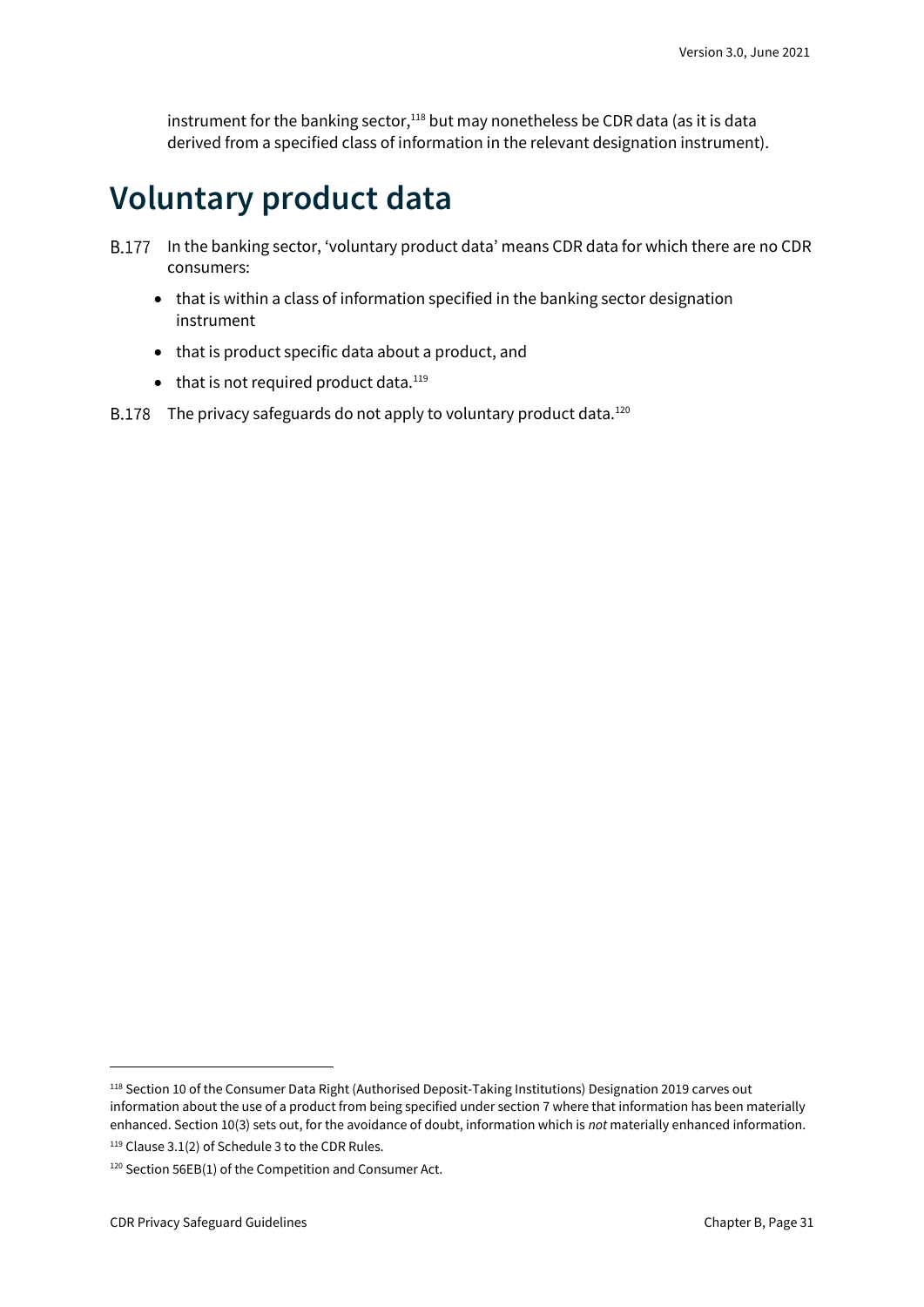instrument for the banking sector,[118] but may nonetheless be CDR data (as it is data derived from a specified class of information in the relevant designation instrument).

# Voluntary product data

B.177 In the banking sector, 'voluntary product data' means CDR data for which there are no CDR consumers:

- that is within a class of information specified in the banking sector designation instrument
- that is product specific data about a product, and
- that is not required product data.[119]

B.178 The privacy safeguards do not apply to voluntary product data.[120]

---

[118] Section 10 of the Consumer Data Right (Authorised Deposit-Taking Institutions) Designation 2019 carves out information about the use of a product from being specified under section 7 where that information has been materially enhanced. Section 10(3) sets out, for the avoidance of doubt, information which is *not* materially enhanced information.

[119] Clause 3.1(2) of Schedule 3 to the CDR Rules.

[120] Section 56EB(1) of the Competition and Consumer Act.